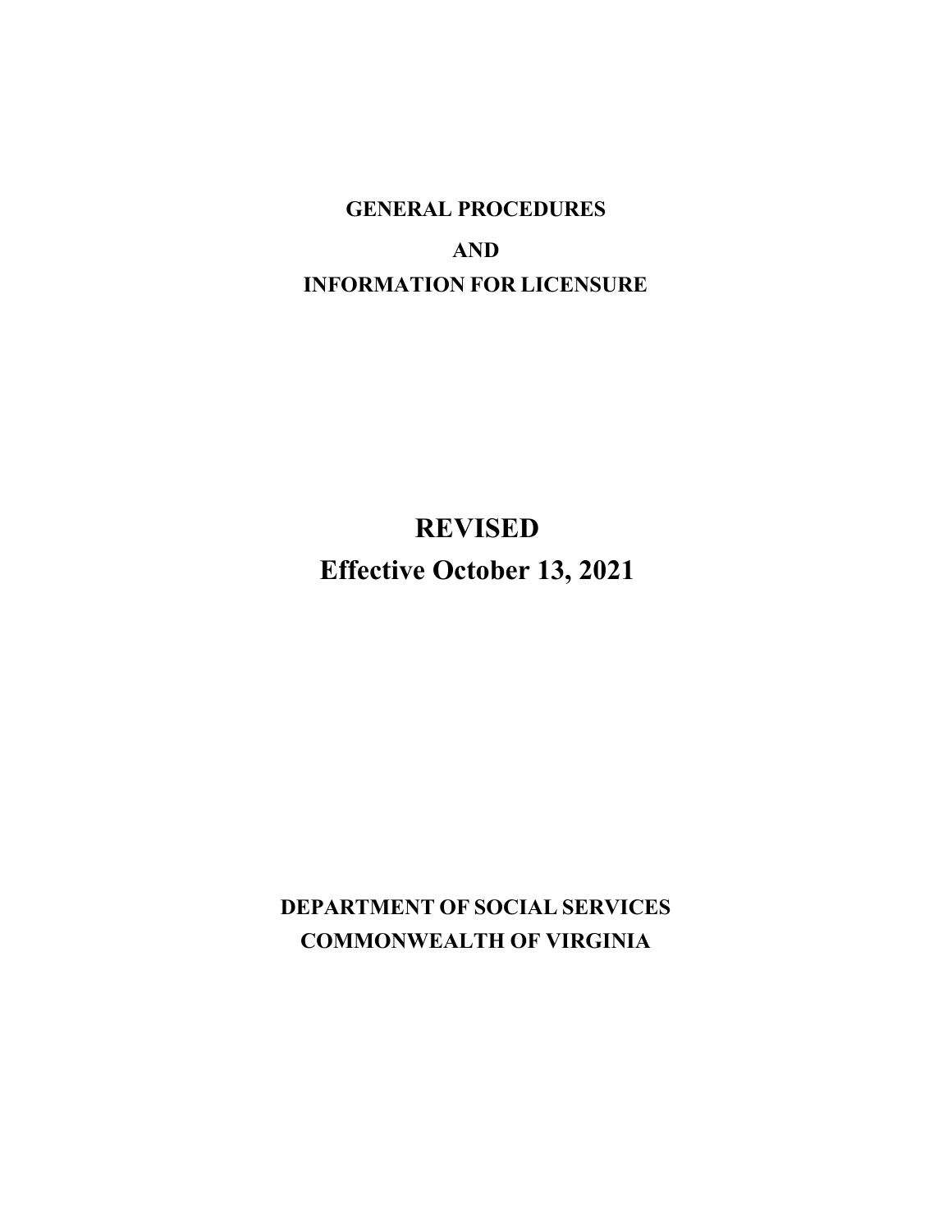# GENERAL PROCEDURES

# AND

# INFORMATION FOR LICENSURE

## REVISED

## Effective October 13, 2021

**DEPARTMENT OF SOCIAL SERVICES**

**COMMONWEALTH OF VIRGINIA**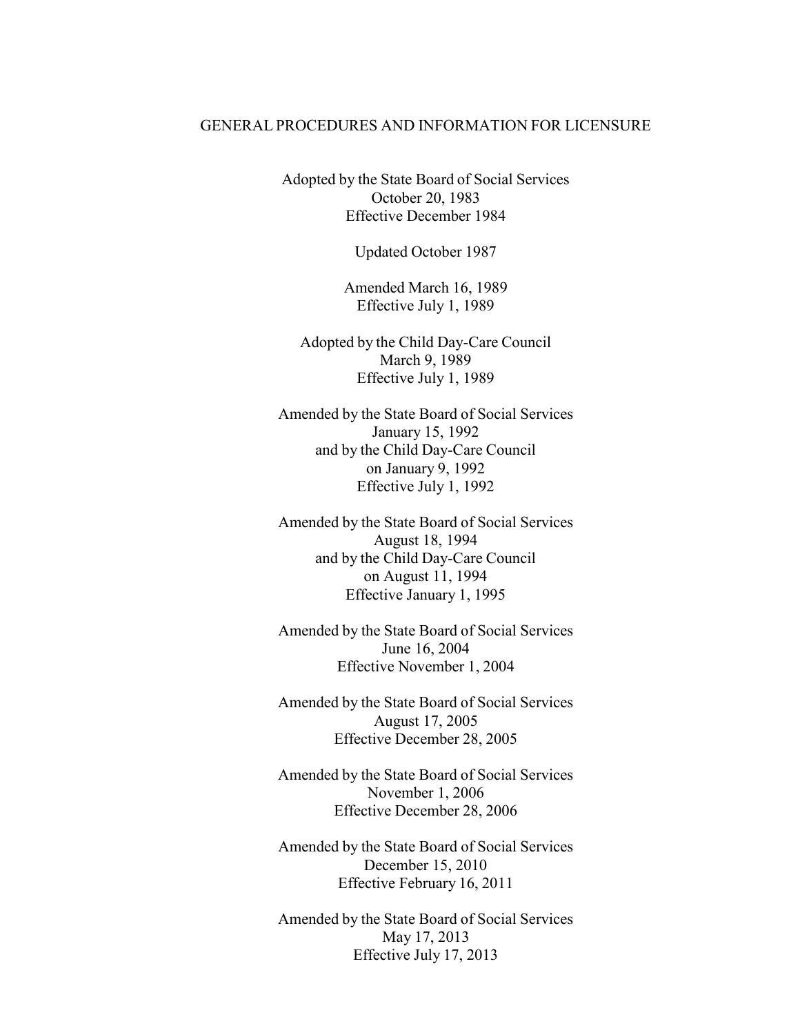# GENERAL PROCEDURES AND INFORMATION FOR LICENSURE

Adopted by the State Board of Social Services
October 20, 1983
Effective December 1984

Updated October 1987

Amended March 16, 1989
Effective July 1, 1989

Adopted by the Child Day-Care Council
March 9, 1989
Effective July 1, 1989

Amended by the State Board of Social Services
January 15, 1992
and by the Child Day-Care Council
on January 9, 1992
Effective July 1, 1992

Amended by the State Board of Social Services
August 18, 1994
and by the Child Day-Care Council
on August 11, 1994
Effective January 1, 1995

Amended by the State Board of Social Services
June 16, 2004
Effective November 1, 2004

Amended by the State Board of Social Services
August 17, 2005
Effective December 28, 2005

Amended by the State Board of Social Services
November 1, 2006
Effective December 28, 2006

Amended by the State Board of Social Services
December 15, 2010
Effective February 16, 2011

Amended by the State Board of Social Services
May 17, 2013
Effective July 17, 2013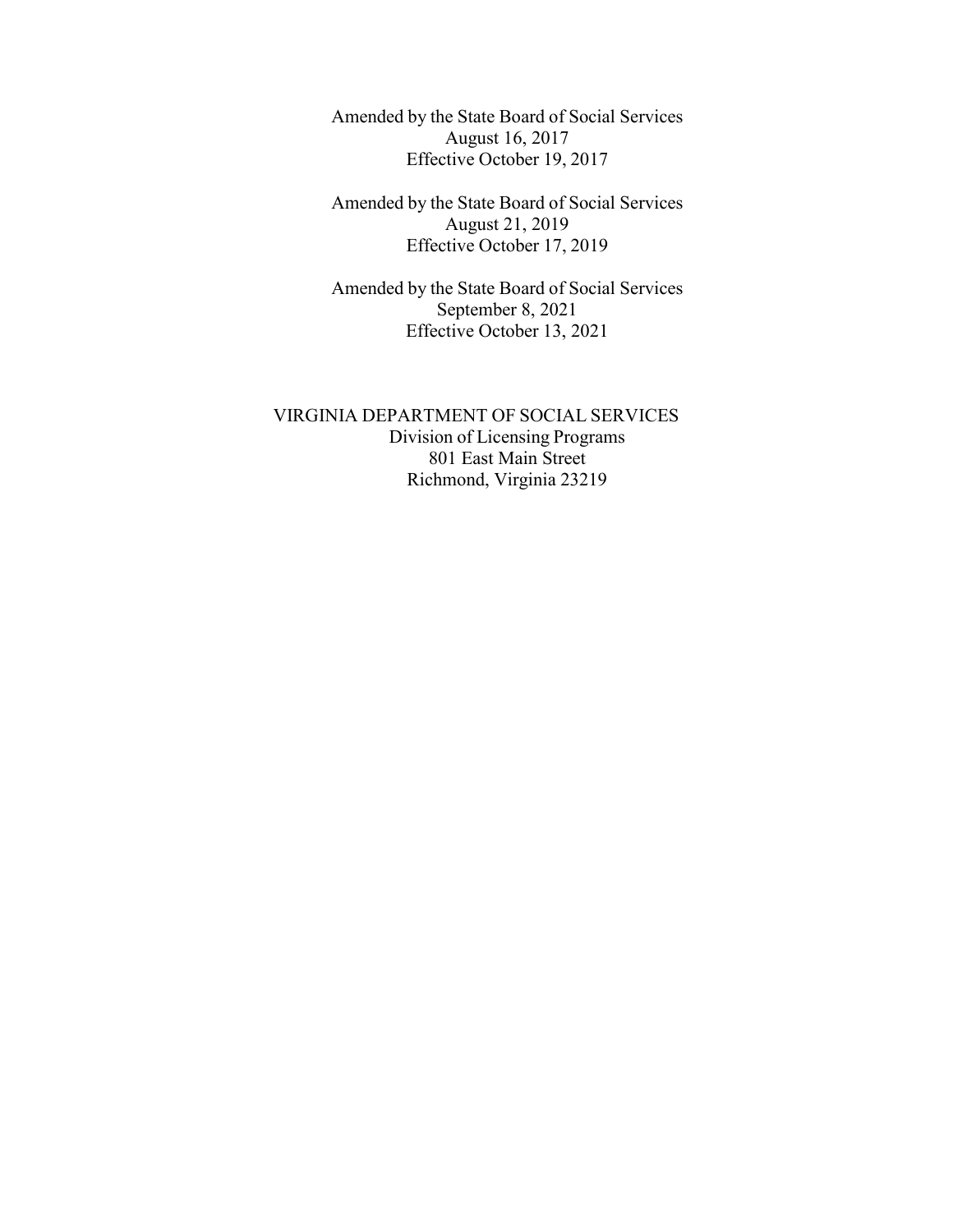Amended by the State Board of Social Services
August 16, 2017
Effective October 19, 2017

Amended by the State Board of Social Services
August 21, 2019
Effective October 17, 2019

Amended by the State Board of Social Services
September 8, 2021
Effective October 13, 2021

VIRGINIA DEPARTMENT OF SOCIAL SERVICES
Division of Licensing Programs
801 East Main Street
Richmond, Virginia 23219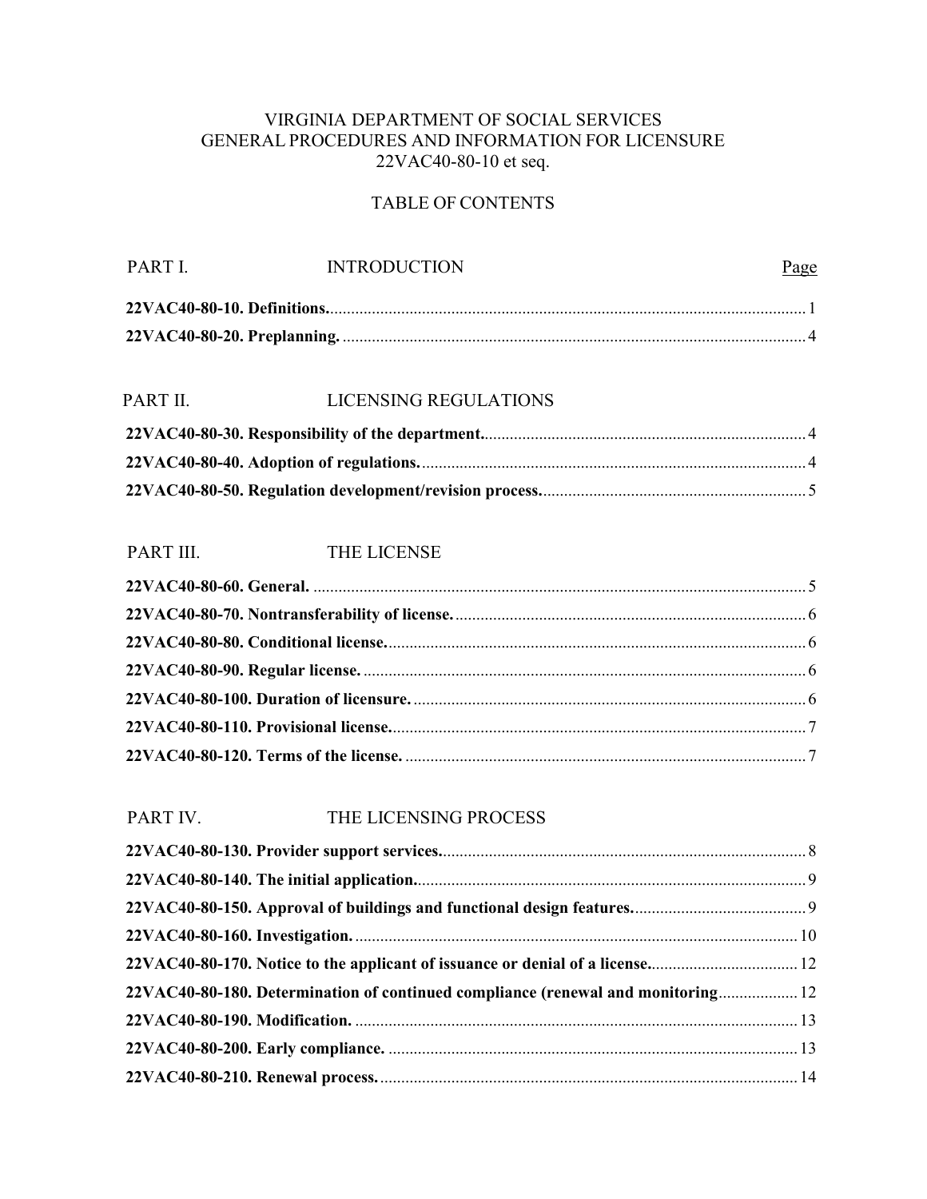VIRGINIA DEPARTMENT OF SOCIAL SERVICES
GENERAL PROCEDURES AND INFORMATION FOR LICENSURE
22VAC40-80-10 et seq.

TABLE OF CONTENTS

| PART I. | INTRODUCTION | Page |
|---|---|---|
| **22VAC40-80-10. Definitions.** | | 1 |
| **22VAC40-80-20. Preplanning.** | | 4 |

| PART II. | LICENSING REGULATIONS | |
|---|---|---|
| **22VAC40-80-30. Responsibility of the department.** | | 4 |
| **22VAC40-80-40. Adoption of regulations.** | | 4 |
| **22VAC40-80-50. Regulation development/revision process.** | | 5 |

| PART III. | THE LICENSE | |
|---|---|---|
| **22VAC40-80-60. General.** | | 5 |
| **22VAC40-80-70. Nontransferability of license.** | | 6 |
| **22VAC40-80-80. Conditional license.** | | 6 |
| **22VAC40-80-90. Regular license.** | | 6 |
| **22VAC40-80-100. Duration of licensure.** | | 6 |
| **22VAC40-80-110. Provisional license.** | | 7 |
| **22VAC40-80-120. Terms of the license.** | | 7 |

| PART IV. | THE LICENSING PROCESS | |
|---|---|---|
| **22VAC40-80-130. Provider support services.** | | 8 |
| **22VAC40-80-140. The initial application.** | | 9 |
| **22VAC40-80-150. Approval of buildings and functional design features.** | | 9 |
| **22VAC40-80-160. Investigation.** | | 10 |
| **22VAC40-80-170. Notice to the applicant of issuance or denial of a license.** | | 12 |
| **22VAC40-80-180. Determination of continued compliance (renewal and monitoring** | | 12 |
| **22VAC40-80-190. Modification.** | | 13 |
| **22VAC40-80-200. Early compliance.** | | 13 |
| **22VAC40-80-210. Renewal process.** | | 14 |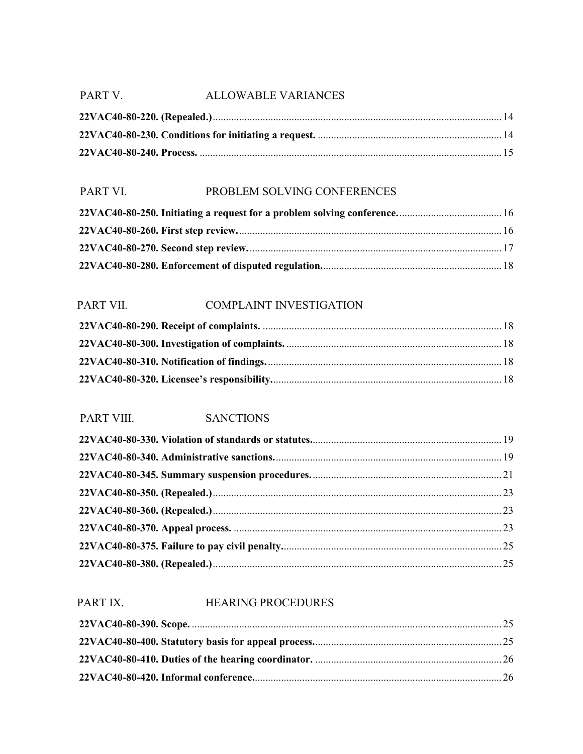PART V. ALLOWABLE VARIANCES

**22VAC40-80-220. (Repealed.)** .......... 14

**22VAC40-80-230. Conditions for initiating a request.** .......... 14

**22VAC40-80-240. Process.** .......... 15

PART VI. PROBLEM SOLVING CONFERENCES

**22VAC40-80-250. Initiating a request for a problem solving conference.** .......... 16

**22VAC40-80-260. First step review.** .......... 16

**22VAC40-80-270. Second step review.** .......... 17

**22VAC40-80-280. Enforcement of disputed regulation.** .......... 18

PART VII. COMPLAINT INVESTIGATION

**22VAC40-80-290. Receipt of complaints.** .......... 18

**22VAC40-80-300. Investigation of complaints.** .......... 18

**22VAC40-80-310. Notification of findings.** .......... 18

**22VAC40-80-320. Licensee's responsibility.** .......... 18

PART VIII. SANCTIONS

**22VAC40-80-330. Violation of standards or statutes.** .......... 19

**22VAC40-80-340. Administrative sanctions.** .......... 19

**22VAC40-80-345. Summary suspension procedures.** .......... 21

**22VAC40-80-350. (Repealed.)** .......... 23

**22VAC40-80-360. (Repealed.)** .......... 23

**22VAC40-80-370. Appeal process.** .......... 23

**22VAC40-80-375. Failure to pay civil penalty.** .......... 25

**22VAC40-80-380. (Repealed.)** .......... 25

PART IX. HEARING PROCEDURES

**22VAC40-80-390. Scope.** .......... 25

**22VAC40-80-400. Statutory basis for appeal process.** .......... 25

**22VAC40-80-410. Duties of the hearing coordinator.** .......... 26

**22VAC40-80-420. Informal conference.** .......... 26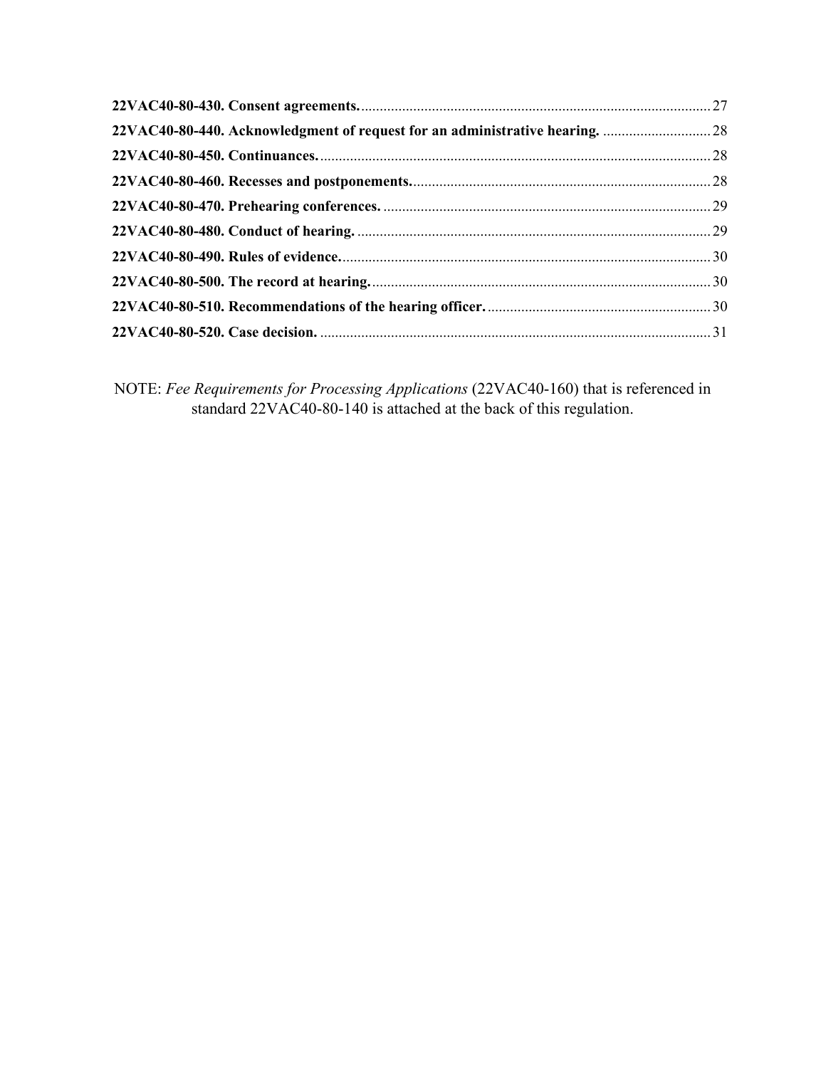**22VAC40-80-430. Consent agreements.** .......... 27

**22VAC40-80-440. Acknowledgment of request for an administrative hearing.** .......... 28

**22VAC40-80-450. Continuances.** .......... 28

**22VAC40-80-460. Recesses and postponements.** .......... 28

**22VAC40-80-470. Prehearing conferences.** .......... 29

**22VAC40-80-480. Conduct of hearing.** .......... 29

**22VAC40-80-490. Rules of evidence.** .......... 30

**22VAC40-80-500. The record at hearing.** .......... 30

**22VAC40-80-510. Recommendations of the hearing officer.** .......... 30

**22VAC40-80-520. Case decision.** .......... 31

NOTE: *Fee Requirements for Processing Applications* (22VAC40-160) that is referenced in standard 22VAC40-80-140 is attached at the back of this regulation.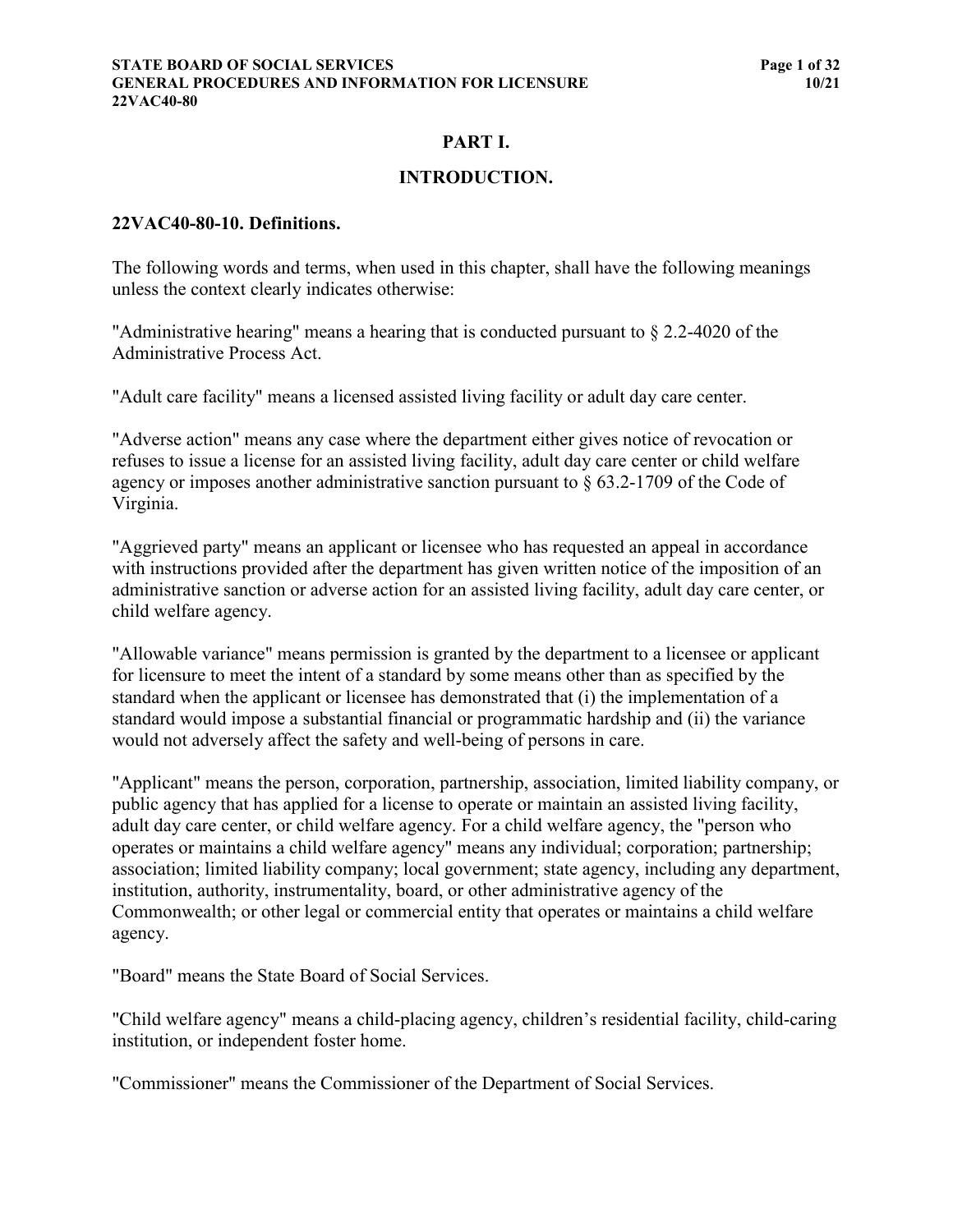## PART I.

## INTRODUCTION.

### 22VAC40-80-10. Definitions.

The following words and terms, when used in this chapter, shall have the following meanings unless the context clearly indicates otherwise:

"Administrative hearing" means a hearing that is conducted pursuant to § 2.2-4020 of the Administrative Process Act.

"Adult care facility" means a licensed assisted living facility or adult day care center.

"Adverse action" means any case where the department either gives notice of revocation or refuses to issue a license for an assisted living facility, adult day care center or child welfare agency or imposes another administrative sanction pursuant to § 63.2-1709 of the Code of Virginia.

"Aggrieved party" means an applicant or licensee who has requested an appeal in accordance with instructions provided after the department has given written notice of the imposition of an administrative sanction or adverse action for an assisted living facility, adult day care center, or child welfare agency.

"Allowable variance" means permission is granted by the department to a licensee or applicant for licensure to meet the intent of a standard by some means other than as specified by the standard when the applicant or licensee has demonstrated that (i) the implementation of a standard would impose a substantial financial or programmatic hardship and (ii) the variance would not adversely affect the safety and well-being of persons in care.

"Applicant" means the person, corporation, partnership, association, limited liability company, or public agency that has applied for a license to operate or maintain an assisted living facility, adult day care center, or child welfare agency. For a child welfare agency, the "person who operates or maintains a child welfare agency" means any individual; corporation; partnership; association; limited liability company; local government; state agency, including any department, institution, authority, instrumentality, board, or other administrative agency of the Commonwealth; or other legal or commercial entity that operates or maintains a child welfare agency.

"Board" means the State Board of Social Services.

"Child welfare agency" means a child-placing agency, children's residential facility, child-caring institution, or independent foster home.

"Commissioner" means the Commissioner of the Department of Social Services.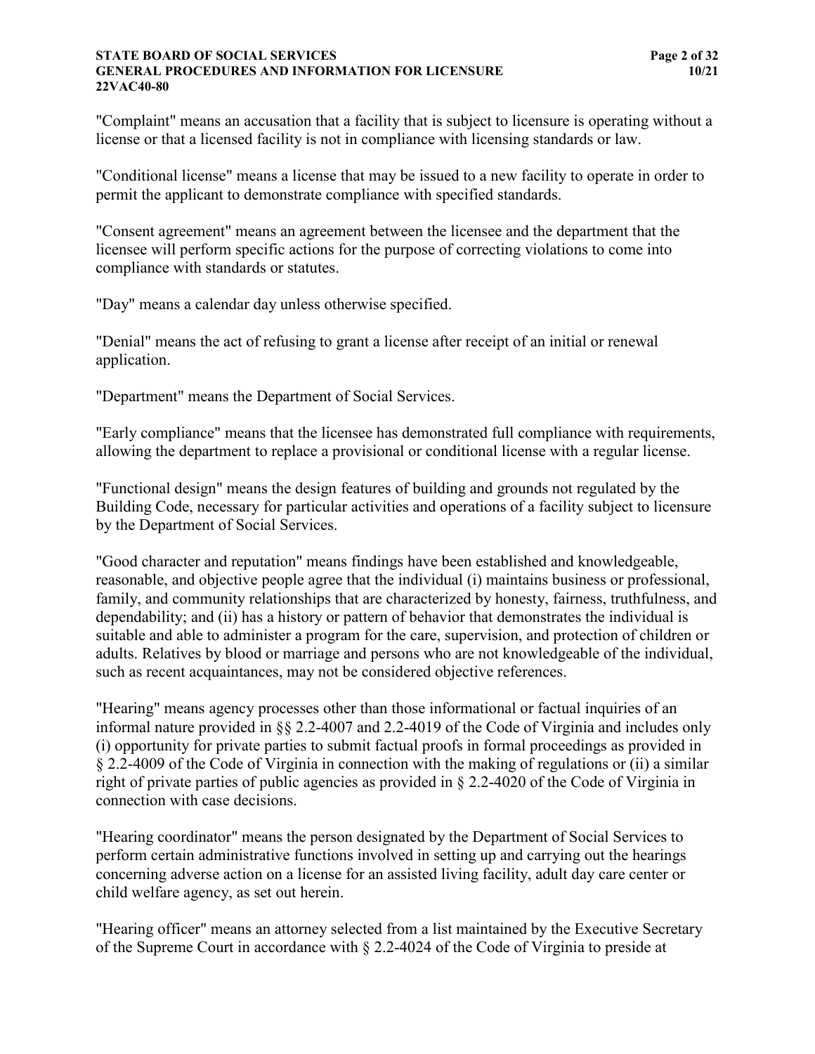"Complaint" means an accusation that a facility that is subject to licensure is operating without a license or that a licensed facility is not in compliance with licensing standards or law.

"Conditional license" means a license that may be issued to a new facility to operate in order to permit the applicant to demonstrate compliance with specified standards.

"Consent agreement" means an agreement between the licensee and the department that the licensee will perform specific actions for the purpose of correcting violations to come into compliance with standards or statutes.

"Day" means a calendar day unless otherwise specified.

"Denial" means the act of refusing to grant a license after receipt of an initial or renewal application.

"Department" means the Department of Social Services.

"Early compliance" means that the licensee has demonstrated full compliance with requirements, allowing the department to replace a provisional or conditional license with a regular license.

"Functional design" means the design features of building and grounds not regulated by the Building Code, necessary for particular activities and operations of a facility subject to licensure by the Department of Social Services.

"Good character and reputation" means findings have been established and knowledgeable, reasonable, and objective people agree that the individual (i) maintains business or professional, family, and community relationships that are characterized by honesty, fairness, truthfulness, and dependability; and (ii) has a history or pattern of behavior that demonstrates the individual is suitable and able to administer a program for the care, supervision, and protection of children or adults. Relatives by blood or marriage and persons who are not knowledgeable of the individual, such as recent acquaintances, may not be considered objective references.

"Hearing" means agency processes other than those informational or factual inquiries of an informal nature provided in §§ 2.2-4007 and 2.2-4019 of the Code of Virginia and includes only (i) opportunity for private parties to submit factual proofs in formal proceedings as provided in § 2.2-4009 of the Code of Virginia in connection with the making of regulations or (ii) a similar right of private parties of public agencies as provided in § 2.2-4020 of the Code of Virginia in connection with case decisions.

"Hearing coordinator" means the person designated by the Department of Social Services to perform certain administrative functions involved in setting up and carrying out the hearings concerning adverse action on a license for an assisted living facility, adult day care center or child welfare agency, as set out herein.

"Hearing officer" means an attorney selected from a list maintained by the Executive Secretary of the Supreme Court in accordance with § 2.2-4024 of the Code of Virginia to preside at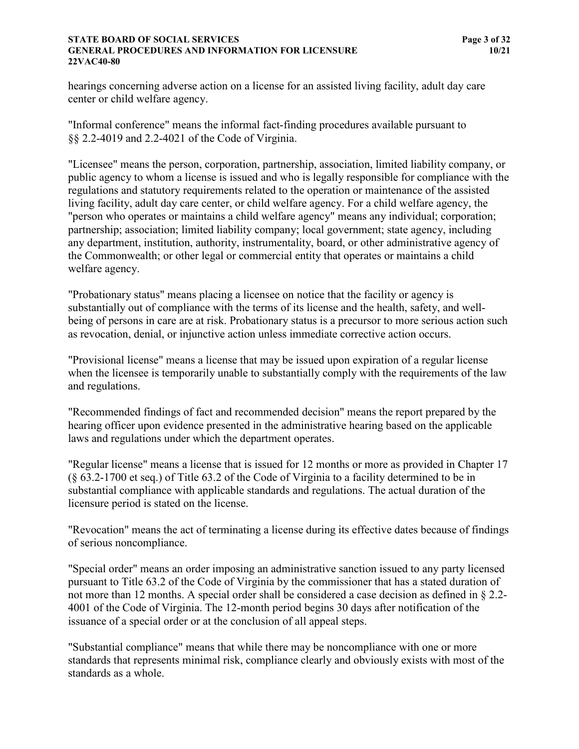hearings concerning adverse action on a license for an assisted living facility, adult day care center or child welfare agency.

"Informal conference" means the informal fact-finding procedures available pursuant to §§ 2.2-4019 and 2.2-4021 of the Code of Virginia.

"Licensee" means the person, corporation, partnership, association, limited liability company, or public agency to whom a license is issued and who is legally responsible for compliance with the regulations and statutory requirements related to the operation or maintenance of the assisted living facility, adult day care center, or child welfare agency. For a child welfare agency, the "person who operates or maintains a child welfare agency" means any individual; corporation; partnership; association; limited liability company; local government; state agency, including any department, institution, authority, instrumentality, board, or other administrative agency of the Commonwealth; or other legal or commercial entity that operates or maintains a child welfare agency.

"Probationary status" means placing a licensee on notice that the facility or agency is substantially out of compliance with the terms of its license and the health, safety, and well-being of persons in care are at risk. Probationary status is a precursor to more serious action such as revocation, denial, or injunctive action unless immediate corrective action occurs.

"Provisional license" means a license that may be issued upon expiration of a regular license when the licensee is temporarily unable to substantially comply with the requirements of the law and regulations.

"Recommended findings of fact and recommended decision" means the report prepared by the hearing officer upon evidence presented in the administrative hearing based on the applicable laws and regulations under which the department operates.

"Regular license" means a license that is issued for 12 months or more as provided in Chapter 17 (§ 63.2-1700 et seq.) of Title 63.2 of the Code of Virginia to a facility determined to be in substantial compliance with applicable standards and regulations. The actual duration of the licensure period is stated on the license.

"Revocation" means the act of terminating a license during its effective dates because of findings of serious noncompliance.

"Special order" means an order imposing an administrative sanction issued to any party licensed pursuant to Title 63.2 of the Code of Virginia by the commissioner that has a stated duration of not more than 12 months. A special order shall be considered a case decision as defined in § 2.2-4001 of the Code of Virginia. The 12-month period begins 30 days after notification of the issuance of a special order or at the conclusion of all appeal steps.

"Substantial compliance" means that while there may be noncompliance with one or more standards that represents minimal risk, compliance clearly and obviously exists with most of the standards as a whole.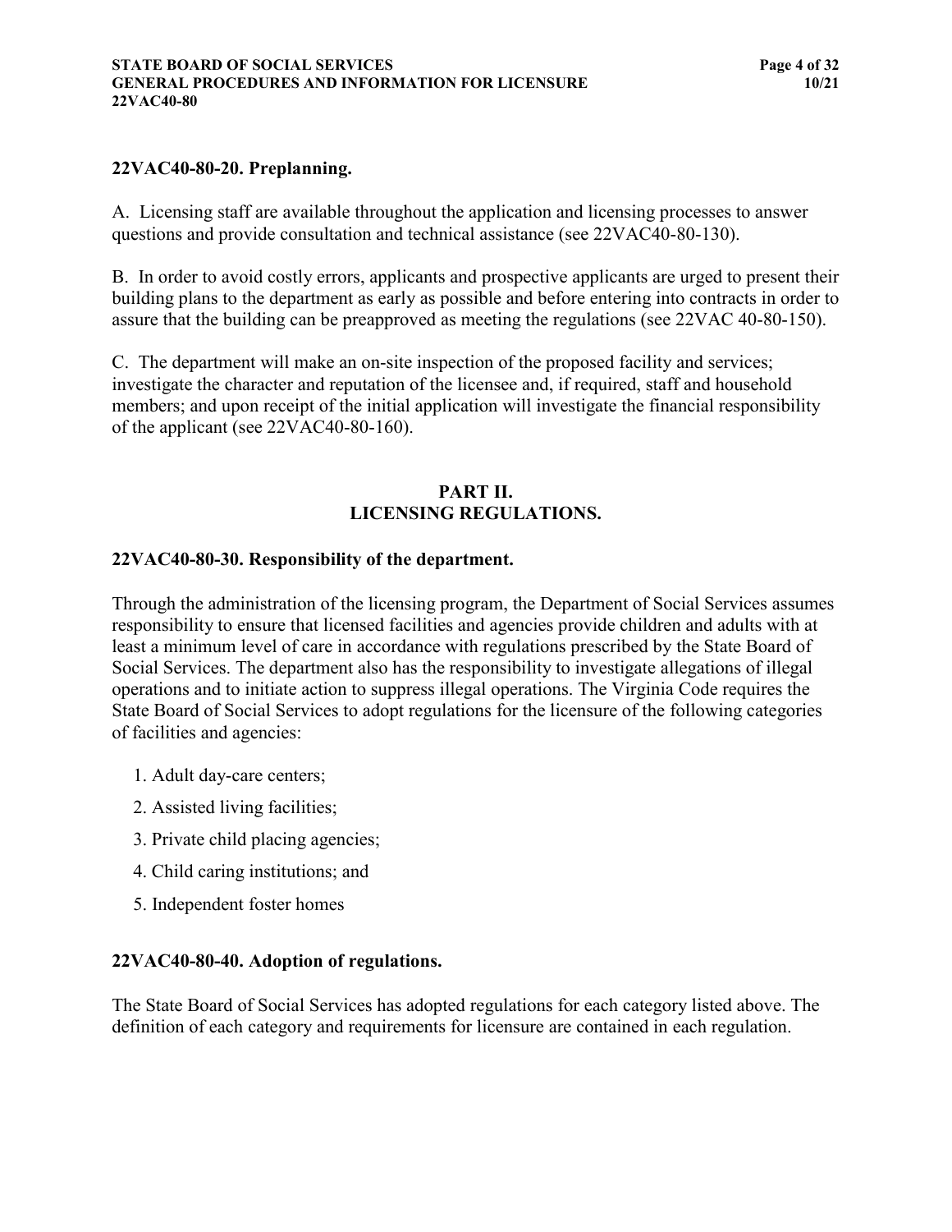### 22VAC40-80-20. Preplanning.

A. Licensing staff are available throughout the application and licensing processes to answer questions and provide consultation and technical assistance (see 22VAC40-80-130).

B. In order to avoid costly errors, applicants and prospective applicants are urged to present their building plans to the department as early as possible and before entering into contracts in order to assure that the building can be preapproved as meeting the regulations (see 22VAC 40-80-150).

C. The department will make an on-site inspection of the proposed facility and services; investigate the character and reputation of the licensee and, if required, staff and household members; and upon receipt of the initial application will investigate the financial responsibility of the applicant (see 22VAC40-80-160).

## PART II. LICENSING REGULATIONS.

### 22VAC40-80-30. Responsibility of the department.

Through the administration of the licensing program, the Department of Social Services assumes responsibility to ensure that licensed facilities and agencies provide children and adults with at least a minimum level of care in accordance with regulations prescribed by the State Board of Social Services. The department also has the responsibility to investigate allegations of illegal operations and to initiate action to suppress illegal operations. The Virginia Code requires the State Board of Social Services to adopt regulations for the licensure of the following categories of facilities and agencies:

1. Adult day-care centers;
2. Assisted living facilities;
3. Private child placing agencies;
4. Child caring institutions; and
5. Independent foster homes

### 22VAC40-80-40. Adoption of regulations.

The State Board of Social Services has adopted regulations for each category listed above. The definition of each category and requirements for licensure are contained in each regulation.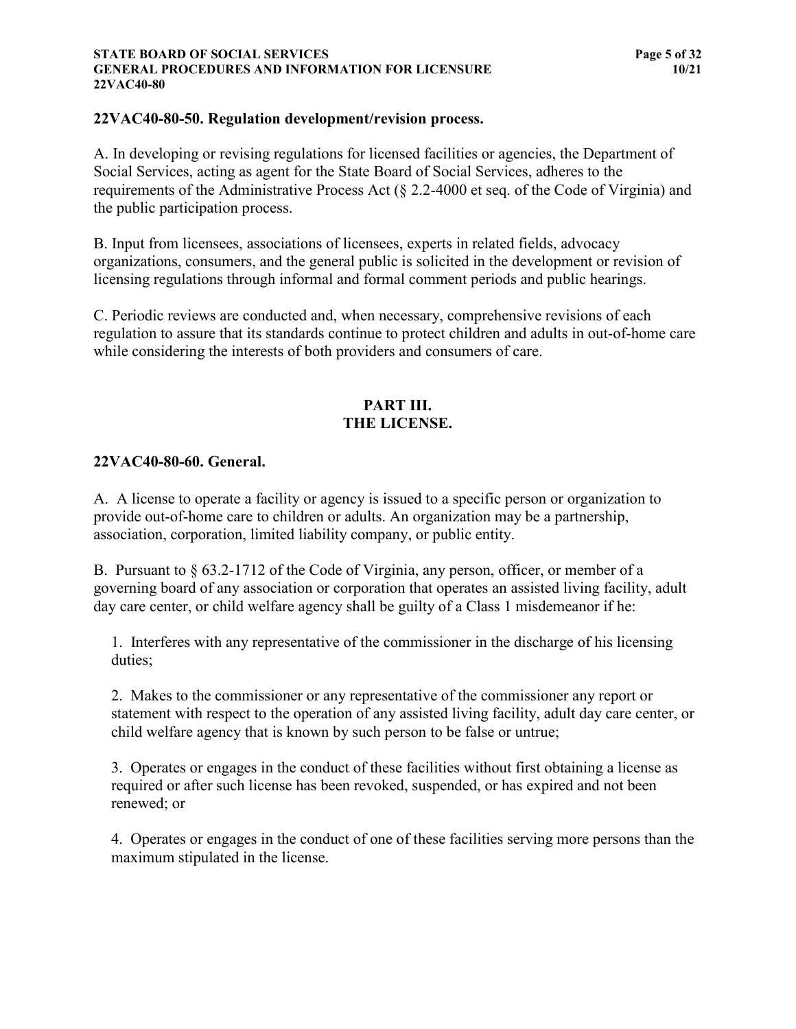**22VAC40-80-50. Regulation development/revision process.**

A. In developing or revising regulations for licensed facilities or agencies, the Department of Social Services, acting as agent for the State Board of Social Services, adheres to the requirements of the Administrative Process Act (§ 2.2-4000 et seq. of the Code of Virginia) and the public participation process.

B. Input from licensees, associations of licensees, experts in related fields, advocacy organizations, consumers, and the general public is solicited in the development or revision of licensing regulations through informal and formal comment periods and public hearings.

C. Periodic reviews are conducted and, when necessary, comprehensive revisions of each regulation to assure that its standards continue to protect children and adults in out-of-home care while considering the interests of both providers and consumers of care.

## PART III.
## THE LICENSE.

**22VAC40-80-60. General.**

A. A license to operate a facility or agency is issued to a specific person or organization to provide out-of-home care to children or adults. An organization may be a partnership, association, corporation, limited liability company, or public entity.

B. Pursuant to § 63.2-1712 of the Code of Virginia, any person, officer, or member of a governing board of any association or corporation that operates an assisted living facility, adult day care center, or child welfare agency shall be guilty of a Class 1 misdemeanor if he:

1. Interferes with any representative of the commissioner in the discharge of his licensing duties;

2. Makes to the commissioner or any representative of the commissioner any report or statement with respect to the operation of any assisted living facility, adult day care center, or child welfare agency that is known by such person to be false or untrue;

3. Operates or engages in the conduct of these facilities without first obtaining a license as required or after such license has been revoked, suspended, or has expired and not been renewed; or

4. Operates or engages in the conduct of one of these facilities serving more persons than the maximum stipulated in the license.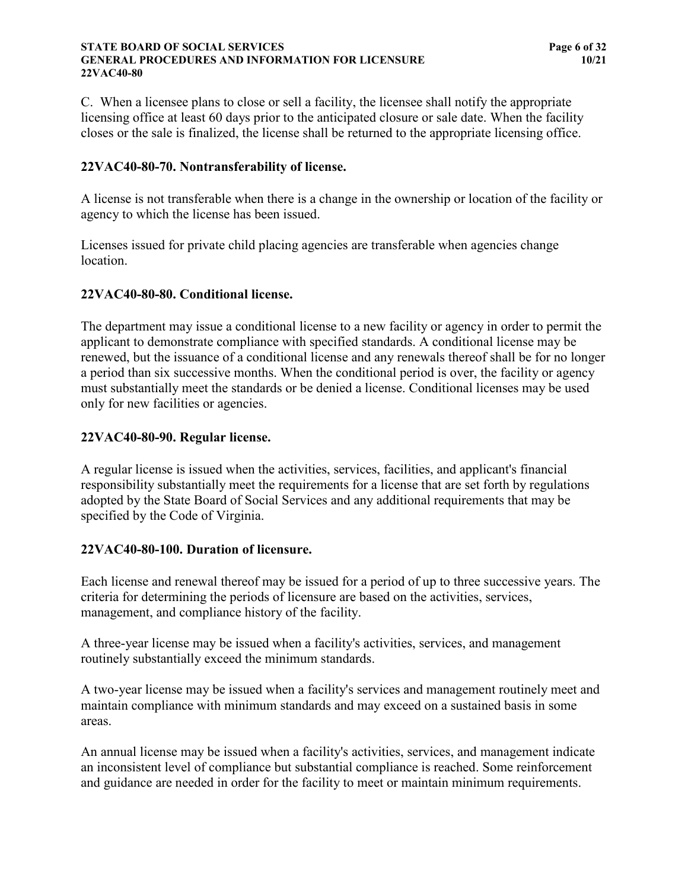C. When a licensee plans to close or sell a facility, the licensee shall notify the appropriate licensing office at least 60 days prior to the anticipated closure or sale date. When the facility closes or the sale is finalized, the license shall be returned to the appropriate licensing office.

### 22VAC40-80-70. Nontransferability of license.

A license is not transferable when there is a change in the ownership or location of the facility or agency to which the license has been issued.

Licenses issued for private child placing agencies are transferable when agencies change location.

### 22VAC40-80-80. Conditional license.

The department may issue a conditional license to a new facility or agency in order to permit the applicant to demonstrate compliance with specified standards. A conditional license may be renewed, but the issuance of a conditional license and any renewals thereof shall be for no longer a period than six successive months. When the conditional period is over, the facility or agency must substantially meet the standards or be denied a license. Conditional licenses may be used only for new facilities or agencies.

### 22VAC40-80-90. Regular license.

A regular license is issued when the activities, services, facilities, and applicant's financial responsibility substantially meet the requirements for a license that are set forth by regulations adopted by the State Board of Social Services and any additional requirements that may be specified by the Code of Virginia.

### 22VAC40-80-100. Duration of licensure.

Each license and renewal thereof may be issued for a period of up to three successive years. The criteria for determining the periods of licensure are based on the activities, services, management, and compliance history of the facility.

A three-year license may be issued when a facility's activities, services, and management routinely substantially exceed the minimum standards.

A two-year license may be issued when a facility's services and management routinely meet and maintain compliance with minimum standards and may exceed on a sustained basis in some areas.

An annual license may be issued when a facility's activities, services, and management indicate an inconsistent level of compliance but substantial compliance is reached. Some reinforcement and guidance are needed in order for the facility to meet or maintain minimum requirements.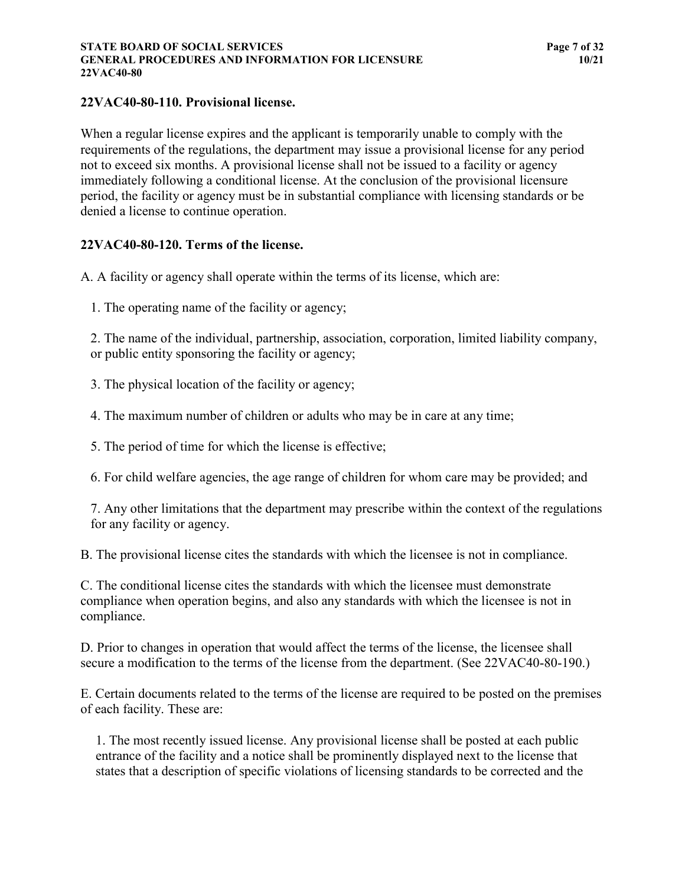## 22VAC40-80-110. Provisional license.

When a regular license expires and the applicant is temporarily unable to comply with the requirements of the regulations, the department may issue a provisional license for any period not to exceed six months. A provisional license shall not be issued to a facility or agency immediately following a conditional license. At the conclusion of the provisional licensure period, the facility or agency must be in substantial compliance with licensing standards or be denied a license to continue operation.

## 22VAC40-80-120. Terms of the license.

A. A facility or agency shall operate within the terms of its license, which are:

1. The operating name of the facility or agency;

2. The name of the individual, partnership, association, corporation, limited liability company, or public entity sponsoring the facility or agency;

3. The physical location of the facility or agency;

4. The maximum number of children or adults who may be in care at any time;

5. The period of time for which the license is effective;

6. For child welfare agencies, the age range of children for whom care may be provided; and

7. Any other limitations that the department may prescribe within the context of the regulations for any facility or agency.

B. The provisional license cites the standards with which the licensee is not in compliance.

C. The conditional license cites the standards with which the licensee must demonstrate compliance when operation begins, and also any standards with which the licensee is not in compliance.

D. Prior to changes in operation that would affect the terms of the license, the licensee shall secure a modification to the terms of the license from the department. (See 22VAC40-80-190.)

E. Certain documents related to the terms of the license are required to be posted on the premises of each facility. These are:

1. The most recently issued license. Any provisional license shall be posted at each public entrance of the facility and a notice shall be prominently displayed next to the license that states that a description of specific violations of licensing standards to be corrected and the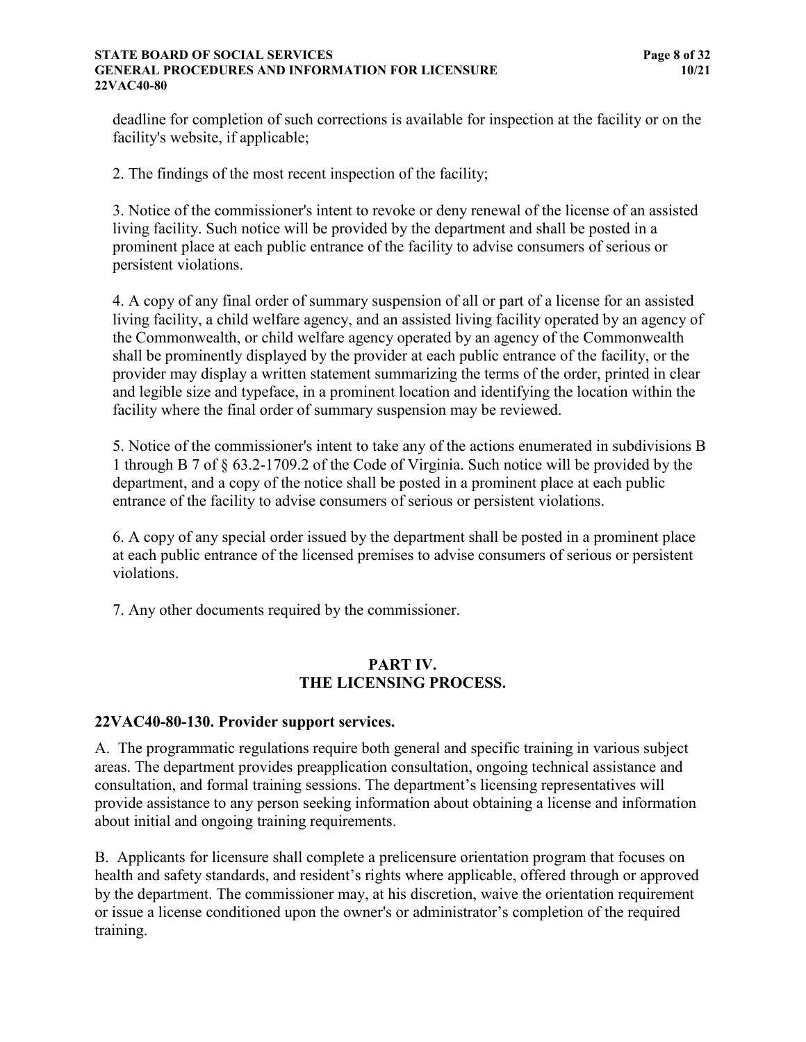deadline for completion of such corrections is available for inspection at the facility or on the facility's website, if applicable;

2. The findings of the most recent inspection of the facility;

3. Notice of the commissioner's intent to revoke or deny renewal of the license of an assisted living facility. Such notice will be provided by the department and shall be posted in a prominent place at each public entrance of the facility to advise consumers of serious or persistent violations.

4. A copy of any final order of summary suspension of all or part of a license for an assisted living facility, a child welfare agency, and an assisted living facility operated by an agency of the Commonwealth, or child welfare agency operated by an agency of the Commonwealth shall be prominently displayed by the provider at each public entrance of the facility, or the provider may display a written statement summarizing the terms of the order, printed in clear and legible size and typeface, in a prominent location and identifying the location within the facility where the final order of summary suspension may be reviewed.

5. Notice of the commissioner's intent to take any of the actions enumerated in subdivisions B 1 through B 7 of § 63.2-1709.2 of the Code of Virginia. Such notice will be provided by the department, and a copy of the notice shall be posted in a prominent place at each public entrance of the facility to advise consumers of serious or persistent violations.

6. A copy of any special order issued by the department shall be posted in a prominent place at each public entrance of the licensed premises to advise consumers of serious or persistent violations.

7. Any other documents required by the commissioner.

## PART IV.
## THE LICENSING PROCESS.

### 22VAC40-80-130. Provider support services.

A. The programmatic regulations require both general and specific training in various subject areas. The department provides preapplication consultation, ongoing technical assistance and consultation, and formal training sessions. The department's licensing representatives will provide assistance to any person seeking information about obtaining a license and information about initial and ongoing training requirements.

B. Applicants for licensure shall complete a prelicensure orientation program that focuses on health and safety standards, and resident's rights where applicable, offered through or approved by the department. The commissioner may, at his discretion, waive the orientation requirement or issue a license conditioned upon the owner's or administrator's completion of the required training.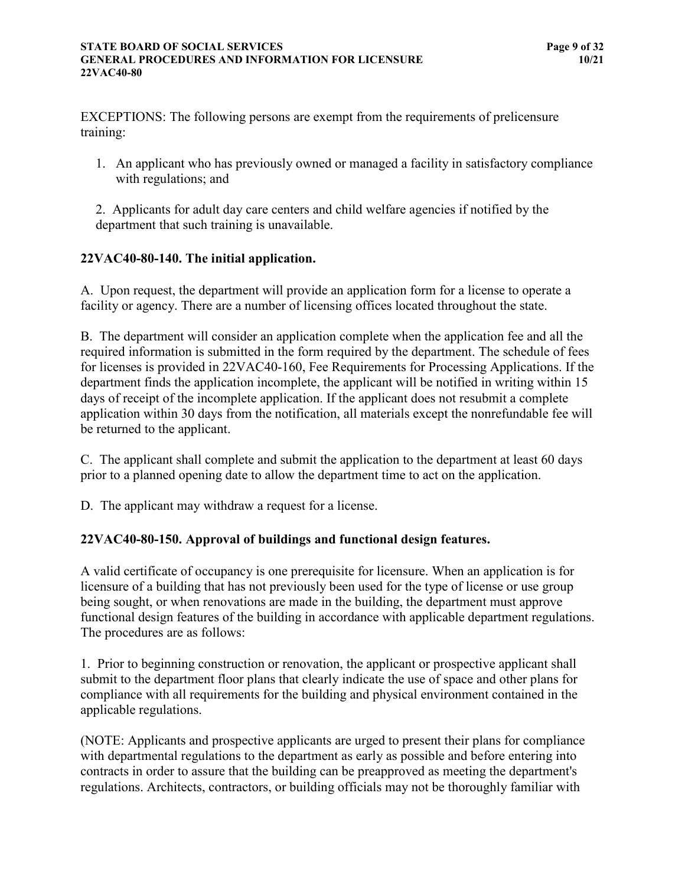EXCEPTIONS: The following persons are exempt from the requirements of prelicensure training:

1. An applicant who has previously owned or managed a facility in satisfactory compliance with regulations; and

2. Applicants for adult day care centers and child welfare agencies if notified by the department that such training is unavailable.

**22VAC40-80-140. The initial application.**

A. Upon request, the department will provide an application form for a license to operate a facility or agency. There are a number of licensing offices located throughout the state.

B. The department will consider an application complete when the application fee and all the required information is submitted in the form required by the department. The schedule of fees for licenses is provided in 22VAC40-160, Fee Requirements for Processing Applications. If the department finds the application incomplete, the applicant will be notified in writing within 15 days of receipt of the incomplete application. If the applicant does not resubmit a complete application within 30 days from the notification, all materials except the nonrefundable fee will be returned to the applicant.

C. The applicant shall complete and submit the application to the department at least 60 days prior to a planned opening date to allow the department time to act on the application.

D. The applicant may withdraw a request for a license.

**22VAC40-80-150. Approval of buildings and functional design features.**

A valid certificate of occupancy is one prerequisite for licensure. When an application is for licensure of a building that has not previously been used for the type of license or use group being sought, or when renovations are made in the building, the department must approve functional design features of the building in accordance with applicable department regulations. The procedures are as follows:

1. Prior to beginning construction or renovation, the applicant or prospective applicant shall submit to the department floor plans that clearly indicate the use of space and other plans for compliance with all requirements for the building and physical environment contained in the applicable regulations.

(NOTE: Applicants and prospective applicants are urged to present their plans for compliance with departmental regulations to the department as early as possible and before entering into contracts in order to assure that the building can be preapproved as meeting the department's regulations. Architects, contractors, or building officials may not be thoroughly familiar with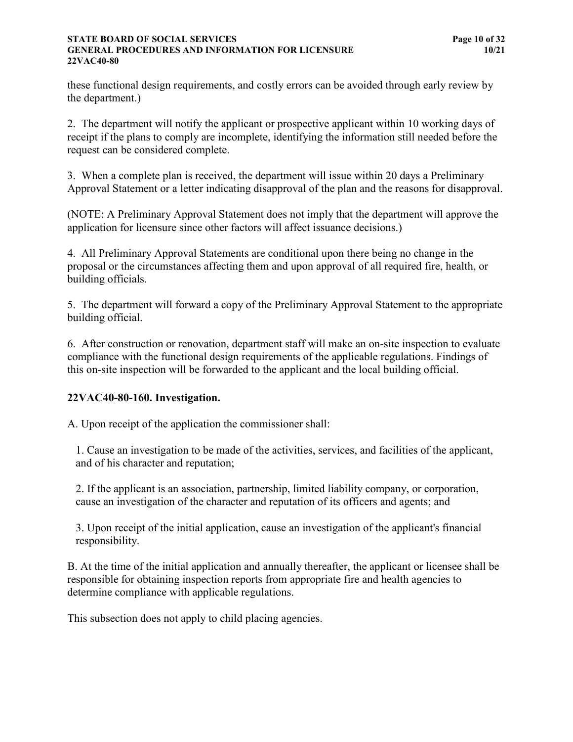these functional design requirements, and costly errors can be avoided through early review by the department.)

2. The department will notify the applicant or prospective applicant within 10 working days of receipt if the plans to comply are incomplete, identifying the information still needed before the request can be considered complete.

3. When a complete plan is received, the department will issue within 20 days a Preliminary Approval Statement or a letter indicating disapproval of the plan and the reasons for disapproval.

(NOTE: A Preliminary Approval Statement does not imply that the department will approve the application for licensure since other factors will affect issuance decisions.)

4. All Preliminary Approval Statements are conditional upon there being no change in the proposal or the circumstances affecting them and upon approval of all required fire, health, or building officials.

5. The department will forward a copy of the Preliminary Approval Statement to the appropriate building official.

6. After construction or renovation, department staff will make an on-site inspection to evaluate compliance with the functional design requirements of the applicable regulations. Findings of this on-site inspection will be forwarded to the applicant and the local building official.

**22VAC40-80-160. Investigation.**

A. Upon receipt of the application the commissioner shall:

1. Cause an investigation to be made of the activities, services, and facilities of the applicant, and of his character and reputation;

2. If the applicant is an association, partnership, limited liability company, or corporation, cause an investigation of the character and reputation of its officers and agents; and

3. Upon receipt of the initial application, cause an investigation of the applicant's financial responsibility.

B. At the time of the initial application and annually thereafter, the applicant or licensee shall be responsible for obtaining inspection reports from appropriate fire and health agencies to determine compliance with applicable regulations.

This subsection does not apply to child placing agencies.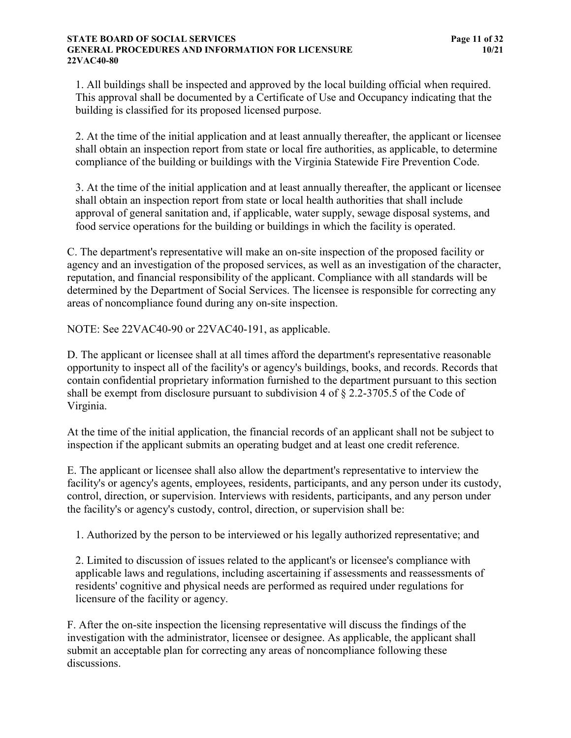1. All buildings shall be inspected and approved by the local building official when required. This approval shall be documented by a Certificate of Use and Occupancy indicating that the building is classified for its proposed licensed purpose.

2. At the time of the initial application and at least annually thereafter, the applicant or licensee shall obtain an inspection report from state or local fire authorities, as applicable, to determine compliance of the building or buildings with the Virginia Statewide Fire Prevention Code.

3. At the time of the initial application and at least annually thereafter, the applicant or licensee shall obtain an inspection report from state or local health authorities that shall include approval of general sanitation and, if applicable, water supply, sewage disposal systems, and food service operations for the building or buildings in which the facility is operated.

C. The department's representative will make an on-site inspection of the proposed facility or agency and an investigation of the proposed services, as well as an investigation of the character, reputation, and financial responsibility of the applicant. Compliance with all standards will be determined by the Department of Social Services. The licensee is responsible for correcting any areas of noncompliance found during any on-site inspection.

NOTE: See 22VAC40-90 or 22VAC40-191, as applicable.

D. The applicant or licensee shall at all times afford the department's representative reasonable opportunity to inspect all of the facility's or agency's buildings, books, and records. Records that contain confidential proprietary information furnished to the department pursuant to this section shall be exempt from disclosure pursuant to subdivision 4 of § 2.2-3705.5 of the Code of Virginia.

At the time of the initial application, the financial records of an applicant shall not be subject to inspection if the applicant submits an operating budget and at least one credit reference.

E. The applicant or licensee shall also allow the department's representative to interview the facility's or agency's agents, employees, residents, participants, and any person under its custody, control, direction, or supervision. Interviews with residents, participants, and any person under the facility's or agency's custody, control, direction, or supervision shall be:

1. Authorized by the person to be interviewed or his legally authorized representative; and

2. Limited to discussion of issues related to the applicant's or licensee's compliance with applicable laws and regulations, including ascertaining if assessments and reassessments of residents' cognitive and physical needs are performed as required under regulations for licensure of the facility or agency.

F. After the on-site inspection the licensing representative will discuss the findings of the investigation with the administrator, licensee or designee. As applicable, the applicant shall submit an acceptable plan for correcting any areas of noncompliance following these discussions.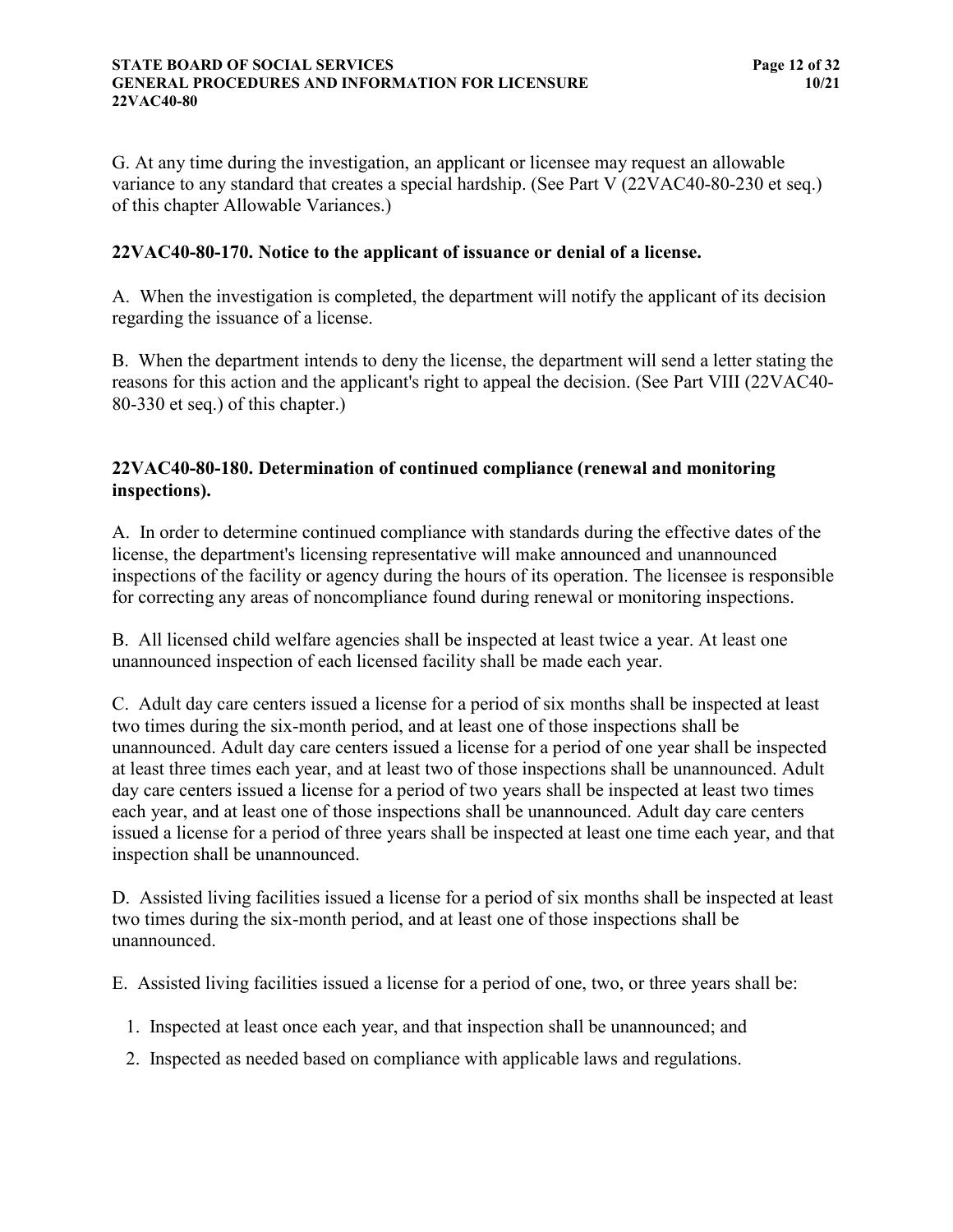G. At any time during the investigation, an applicant or licensee may request an allowable variance to any standard that creates a special hardship. (See Part V (22VAC40-80-230 et seq.) of this chapter Allowable Variances.)

### 22VAC40-80-170. Notice to the applicant of issuance or denial of a license.

A. When the investigation is completed, the department will notify the applicant of its decision regarding the issuance of a license.

B. When the department intends to deny the license, the department will send a letter stating the reasons for this action and the applicant's right to appeal the decision. (See Part VIII (22VAC40-80-330 et seq.) of this chapter.)

### 22VAC40-80-180. Determination of continued compliance (renewal and monitoring inspections).

A. In order to determine continued compliance with standards during the effective dates of the license, the department's licensing representative will make announced and unannounced inspections of the facility or agency during the hours of its operation. The licensee is responsible for correcting any areas of noncompliance found during renewal or monitoring inspections.

B. All licensed child welfare agencies shall be inspected at least twice a year. At least one unannounced inspection of each licensed facility shall be made each year.

C. Adult day care centers issued a license for a period of six months shall be inspected at least two times during the six-month period, and at least one of those inspections shall be unannounced. Adult day care centers issued a license for a period of one year shall be inspected at least three times each year, and at least two of those inspections shall be unannounced. Adult day care centers issued a license for a period of two years shall be inspected at least two times each year, and at least one of those inspections shall be unannounced. Adult day care centers issued a license for a period of three years shall be inspected at least one time each year, and that inspection shall be unannounced.

D. Assisted living facilities issued a license for a period of six months shall be inspected at least two times during the six-month period, and at least one of those inspections shall be unannounced.

E. Assisted living facilities issued a license for a period of one, two, or three years shall be:

1. Inspected at least once each year, and that inspection shall be unannounced; and
2. Inspected as needed based on compliance with applicable laws and regulations.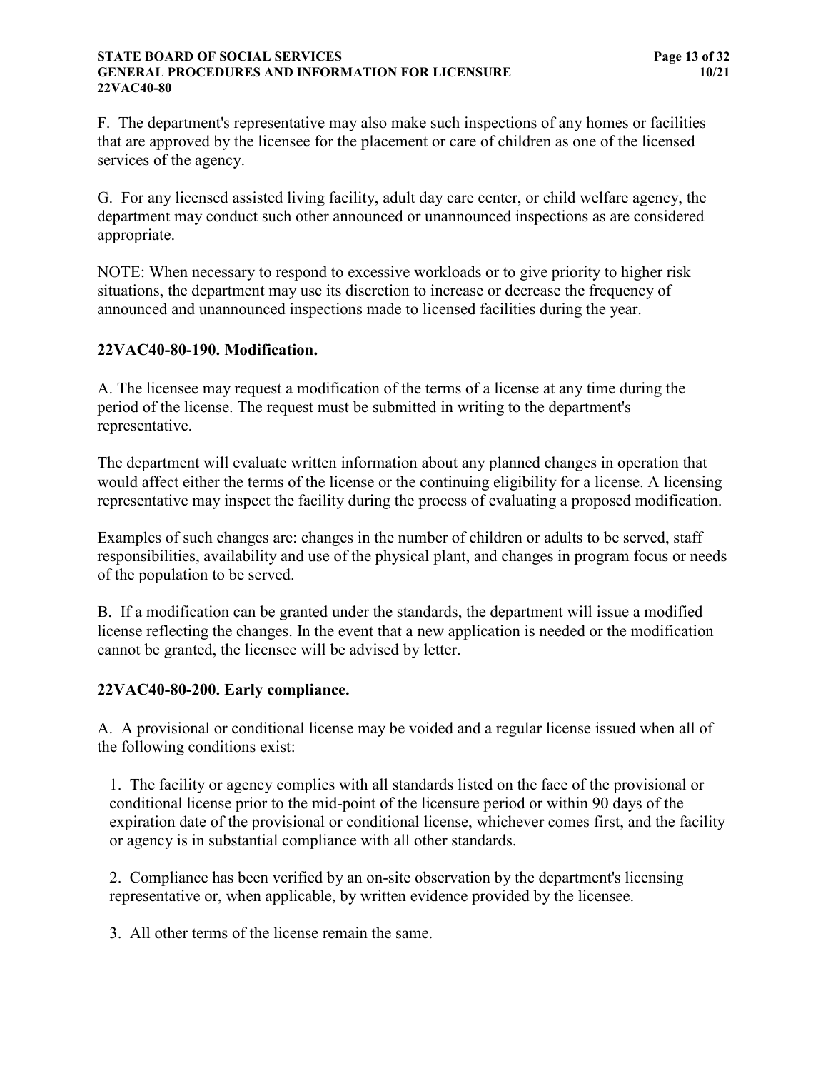F. The department's representative may also make such inspections of any homes or facilities that are approved by the licensee for the placement or care of children as one of the licensed services of the agency.

G. For any licensed assisted living facility, adult day care center, or child welfare agency, the department may conduct such other announced or unannounced inspections as are considered appropriate.

NOTE: When necessary to respond to excessive workloads or to give priority to higher risk situations, the department may use its discretion to increase or decrease the frequency of announced and unannounced inspections made to licensed facilities during the year.

**22VAC40-80-190. Modification.**

A. The licensee may request a modification of the terms of a license at any time during the period of the license. The request must be submitted in writing to the department's representative.

The department will evaluate written information about any planned changes in operation that would affect either the terms of the license or the continuing eligibility for a license. A licensing representative may inspect the facility during the process of evaluating a proposed modification.

Examples of such changes are: changes in the number of children or adults to be served, staff responsibilities, availability and use of the physical plant, and changes in program focus or needs of the population to be served.

B. If a modification can be granted under the standards, the department will issue a modified license reflecting the changes. In the event that a new application is needed or the modification cannot be granted, the licensee will be advised by letter.

**22VAC40-80-200. Early compliance.**

A. A provisional or conditional license may be voided and a regular license issued when all of the following conditions exist:

1. The facility or agency complies with all standards listed on the face of the provisional or conditional license prior to the mid-point of the licensure period or within 90 days of the expiration date of the provisional or conditional license, whichever comes first, and the facility or agency is in substantial compliance with all other standards.

2. Compliance has been verified by an on-site observation by the department's licensing representative or, when applicable, by written evidence provided by the licensee.

3. All other terms of the license remain the same.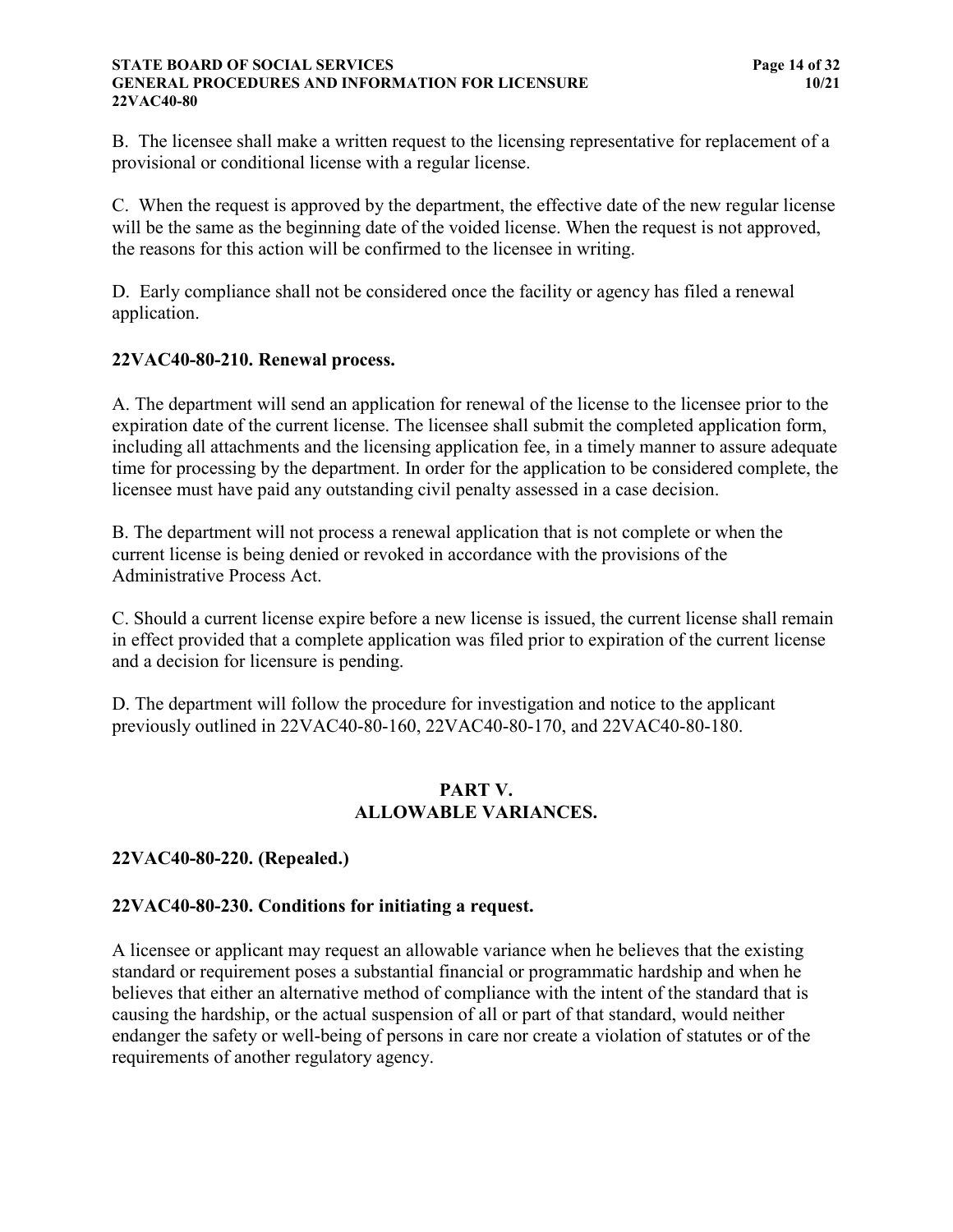B. The licensee shall make a written request to the licensing representative for replacement of a provisional or conditional license with a regular license.

C. When the request is approved by the department, the effective date of the new regular license will be the same as the beginning date of the voided license. When the request is not approved, the reasons for this action will be confirmed to the licensee in writing.

D. Early compliance shall not be considered once the facility or agency has filed a renewal application.

### 22VAC40-80-210. Renewal process.

A. The department will send an application for renewal of the license to the licensee prior to the expiration date of the current license. The licensee shall submit the completed application form, including all attachments and the licensing application fee, in a timely manner to assure adequate time for processing by the department. In order for the application to be considered complete, the licensee must have paid any outstanding civil penalty assessed in a case decision.

B. The department will not process a renewal application that is not complete or when the current license is being denied or revoked in accordance with the provisions of the Administrative Process Act.

C. Should a current license expire before a new license is issued, the current license shall remain in effect provided that a complete application was filed prior to expiration of the current license and a decision for licensure is pending.

D. The department will follow the procedure for investigation and notice to the applicant previously outlined in 22VAC40-80-160, 22VAC40-80-170, and 22VAC40-80-180.

## PART V. ALLOWABLE VARIANCES.

### 22VAC40-80-220. (Repealed.)

### 22VAC40-80-230. Conditions for initiating a request.

A licensee or applicant may request an allowable variance when he believes that the existing standard or requirement poses a substantial financial or programmatic hardship and when he believes that either an alternative method of compliance with the intent of the standard that is causing the hardship, or the actual suspension of all or part of that standard, would neither endanger the safety or well-being of persons in care nor create a violation of statutes or of the requirements of another regulatory agency.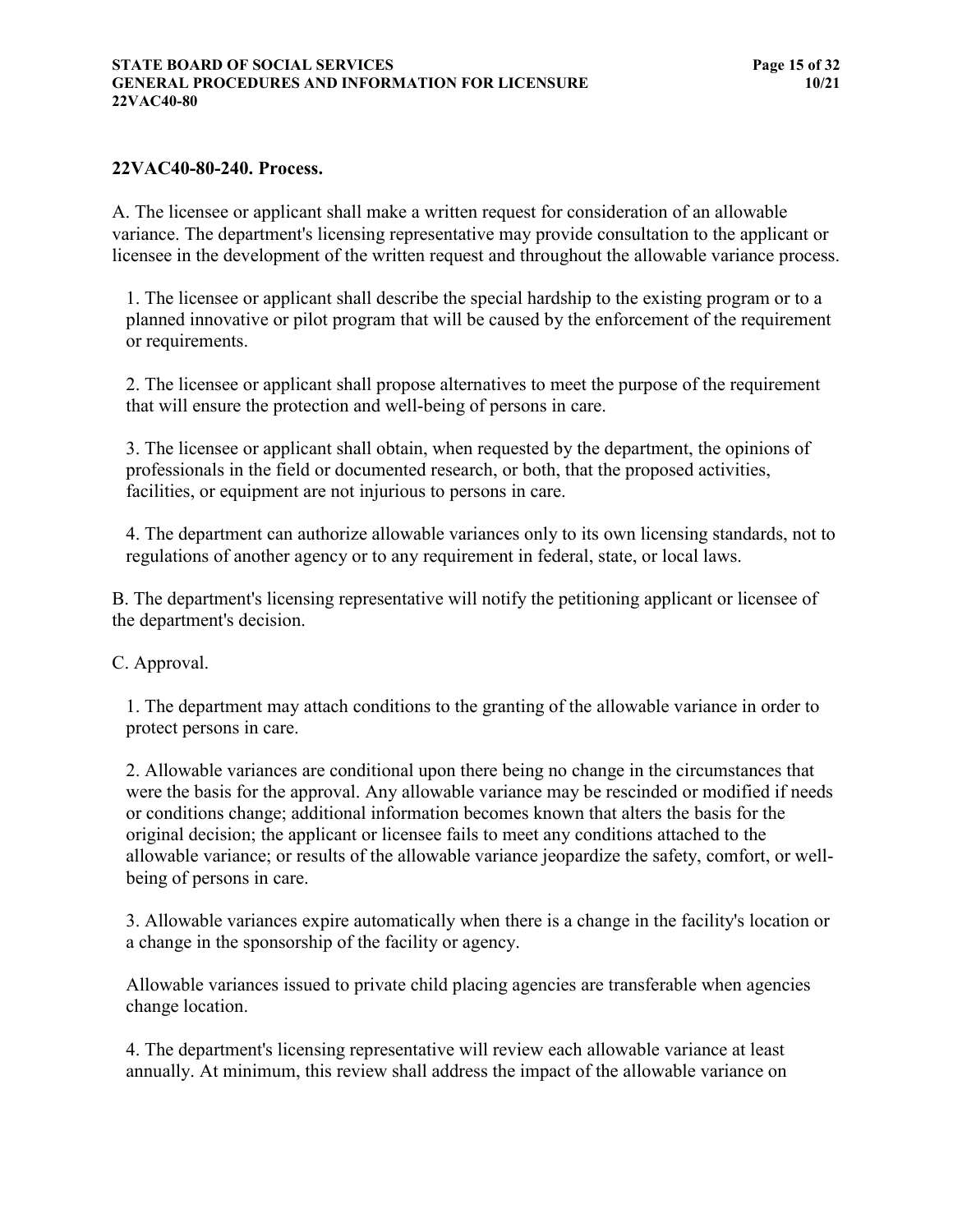### 22VAC40-80-240. Process.

A. The licensee or applicant shall make a written request for consideration of an allowable variance. The department's licensing representative may provide consultation to the applicant or licensee in the development of the written request and throughout the allowable variance process.

1. The licensee or applicant shall describe the special hardship to the existing program or to a planned innovative or pilot program that will be caused by the enforcement of the requirement or requirements.

2. The licensee or applicant shall propose alternatives to meet the purpose of the requirement that will ensure the protection and well-being of persons in care.

3. The licensee or applicant shall obtain, when requested by the department, the opinions of professionals in the field or documented research, or both, that the proposed activities, facilities, or equipment are not injurious to persons in care.

4. The department can authorize allowable variances only to its own licensing standards, not to regulations of another agency or to any requirement in federal, state, or local laws.

B. The department's licensing representative will notify the petitioning applicant or licensee of the department's decision.

C. Approval.

1. The department may attach conditions to the granting of the allowable variance in order to protect persons in care.

2. Allowable variances are conditional upon there being no change in the circumstances that were the basis for the approval. Any allowable variance may be rescinded or modified if needs or conditions change; additional information becomes known that alters the basis for the original decision; the applicant or licensee fails to meet any conditions attached to the allowable variance; or results of the allowable variance jeopardize the safety, comfort, or well-being of persons in care.

3. Allowable variances expire automatically when there is a change in the facility's location or a change in the sponsorship of the facility or agency.

Allowable variances issued to private child placing agencies are transferable when agencies change location.

4. The department's licensing representative will review each allowable variance at least annually. At minimum, this review shall address the impact of the allowable variance on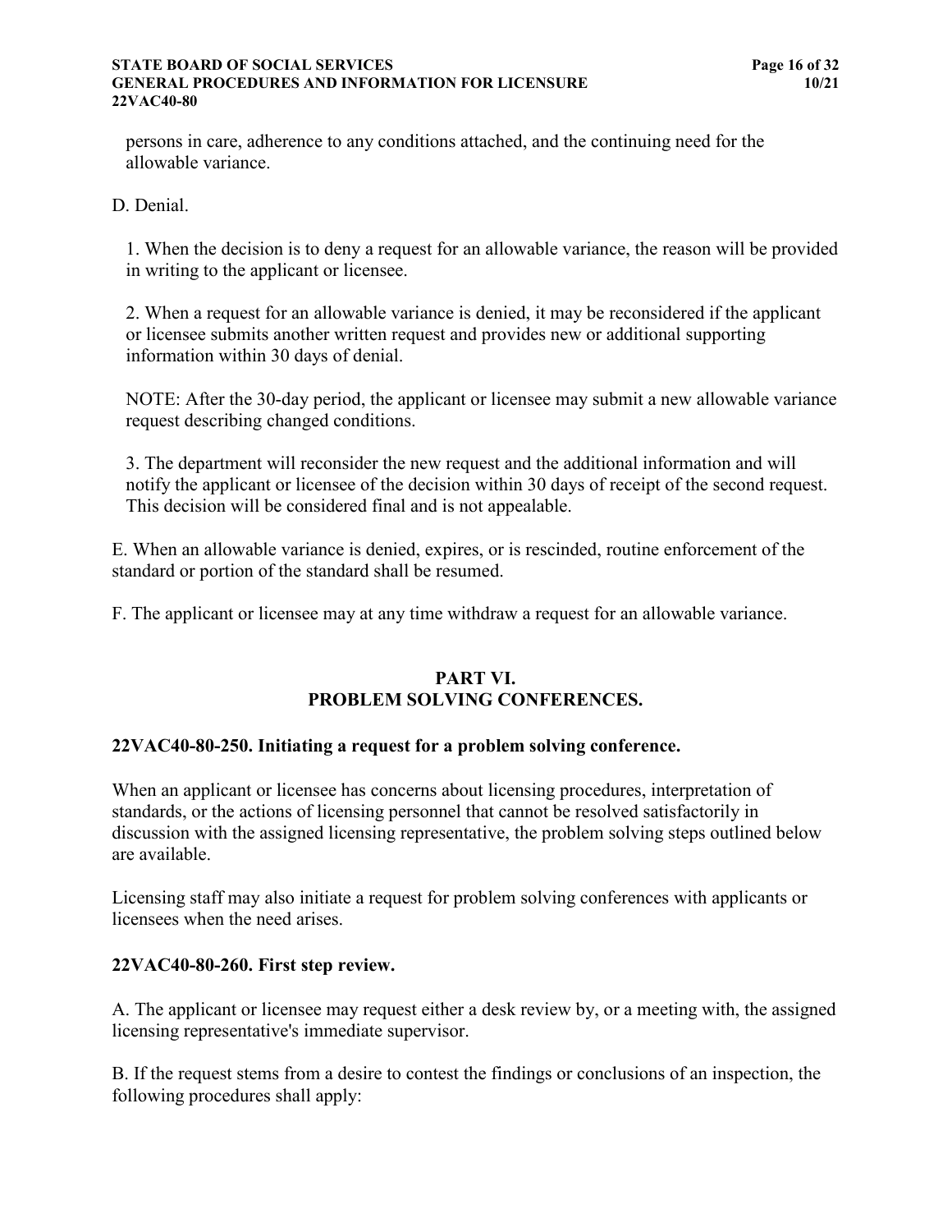persons in care, adherence to any conditions attached, and the continuing need for the allowable variance.

D. Denial.

1. When the decision is to deny a request for an allowable variance, the reason will be provided in writing to the applicant or licensee.

2. When a request for an allowable variance is denied, it may be reconsidered if the applicant or licensee submits another written request and provides new or additional supporting information within 30 days of denial.

NOTE: After the 30-day period, the applicant or licensee may submit a new allowable variance request describing changed conditions.

3. The department will reconsider the new request and the additional information and will notify the applicant or licensee of the decision within 30 days of receipt of the second request. This decision will be considered final and is not appealable.

E. When an allowable variance is denied, expires, or is rescinded, routine enforcement of the standard or portion of the standard shall be resumed.

F. The applicant or licensee may at any time withdraw a request for an allowable variance.

## PART VI.
## PROBLEM SOLVING CONFERENCES.

### 22VAC40-80-250. Initiating a request for a problem solving conference.

When an applicant or licensee has concerns about licensing procedures, interpretation of standards, or the actions of licensing personnel that cannot be resolved satisfactorily in discussion with the assigned licensing representative, the problem solving steps outlined below are available.

Licensing staff may also initiate a request for problem solving conferences with applicants or licensees when the need arises.

### 22VAC40-80-260. First step review.

A. The applicant or licensee may request either a desk review by, or a meeting with, the assigned licensing representative's immediate supervisor.

B. If the request stems from a desire to contest the findings or conclusions of an inspection, the following procedures shall apply: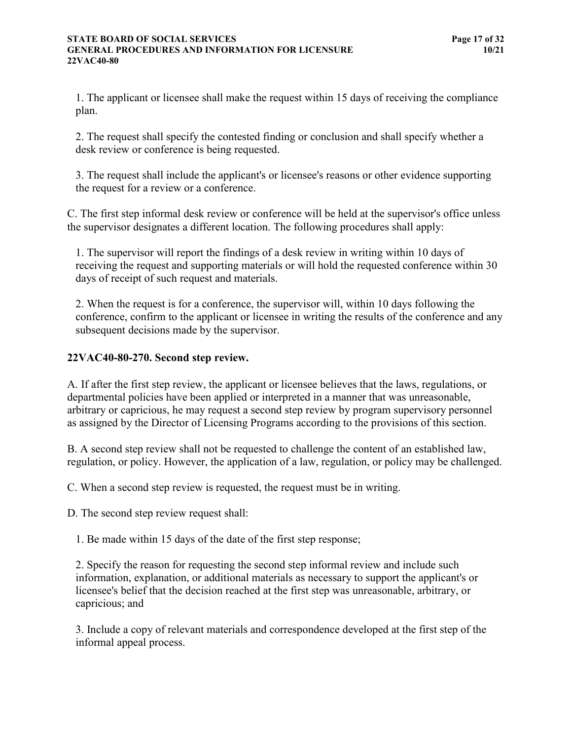1. The applicant or licensee shall make the request within 15 days of receiving the compliance plan.

2. The request shall specify the contested finding or conclusion and shall specify whether a desk review or conference is being requested.

3. The request shall include the applicant's or licensee's reasons or other evidence supporting the request for a review or a conference.

C. The first step informal desk review or conference will be held at the supervisor's office unless the supervisor designates a different location. The following procedures shall apply:

1. The supervisor will report the findings of a desk review in writing within 10 days of receiving the request and supporting materials or will hold the requested conference within 30 days of receipt of such request and materials.

2. When the request is for a conference, the supervisor will, within 10 days following the conference, confirm to the applicant or licensee in writing the results of the conference and any subsequent decisions made by the supervisor.

### 22VAC40-80-270. Second step review.

A. If after the first step review, the applicant or licensee believes that the laws, regulations, or departmental policies have been applied or interpreted in a manner that was unreasonable, arbitrary or capricious, he may request a second step review by program supervisory personnel as assigned by the Director of Licensing Programs according to the provisions of this section.

B. A second step review shall not be requested to challenge the content of an established law, regulation, or policy. However, the application of a law, regulation, or policy may be challenged.

C. When a second step review is requested, the request must be in writing.

D. The second step review request shall:

1. Be made within 15 days of the date of the first step response;

2. Specify the reason for requesting the second step informal review and include such information, explanation, or additional materials as necessary to support the applicant's or licensee's belief that the decision reached at the first step was unreasonable, arbitrary, or capricious; and

3. Include a copy of relevant materials and correspondence developed at the first step of the informal appeal process.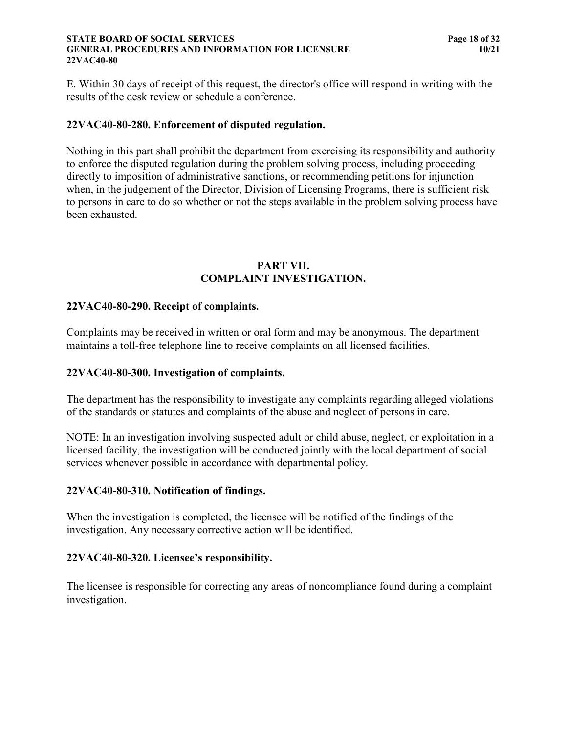E. Within 30 days of receipt of this request, the director's office will respond in writing with the results of the desk review or schedule a conference.

### 22VAC40-80-280. Enforcement of disputed regulation.

Nothing in this part shall prohibit the department from exercising its responsibility and authority to enforce the disputed regulation during the problem solving process, including proceeding directly to imposition of administrative sanctions, or recommending petitions for injunction when, in the judgement of the Director, Division of Licensing Programs, there is sufficient risk to persons in care to do so whether or not the steps available in the problem solving process have been exhausted.

## PART VII.
## COMPLAINT INVESTIGATION.

### 22VAC40-80-290. Receipt of complaints.

Complaints may be received in written or oral form and may be anonymous. The department maintains a toll-free telephone line to receive complaints on all licensed facilities.

### 22VAC40-80-300. Investigation of complaints.

The department has the responsibility to investigate any complaints regarding alleged violations of the standards or statutes and complaints of the abuse and neglect of persons in care.

NOTE: In an investigation involving suspected adult or child abuse, neglect, or exploitation in a licensed facility, the investigation will be conducted jointly with the local department of social services whenever possible in accordance with departmental policy.

### 22VAC40-80-310. Notification of findings.

When the investigation is completed, the licensee will be notified of the findings of the investigation. Any necessary corrective action will be identified.

### 22VAC40-80-320. Licensee's responsibility.

The licensee is responsible for correcting any areas of noncompliance found during a complaint investigation.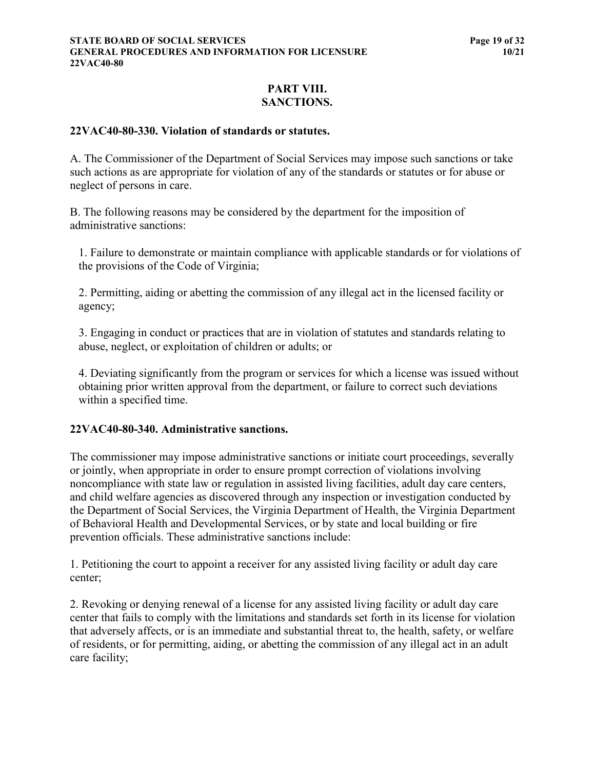# PART VIII.
# SANCTIONS.

### 22VAC40-80-330. Violation of standards or statutes.

A. The Commissioner of the Department of Social Services may impose such sanctions or take such actions as are appropriate for violation of any of the standards or statutes or for abuse or neglect of persons in care.

B. The following reasons may be considered by the department for the imposition of administrative sanctions:

1. Failure to demonstrate or maintain compliance with applicable standards or for violations of the provisions of the Code of Virginia;

2. Permitting, aiding or abetting the commission of any illegal act in the licensed facility or agency;

3. Engaging in conduct or practices that are in violation of statutes and standards relating to abuse, neglect, or exploitation of children or adults; or

4. Deviating significantly from the program or services for which a license was issued without obtaining prior written approval from the department, or failure to correct such deviations within a specified time.

### 22VAC40-80-340. Administrative sanctions.

The commissioner may impose administrative sanctions or initiate court proceedings, severally or jointly, when appropriate in order to ensure prompt correction of violations involving noncompliance with state law or regulation in assisted living facilities, adult day care centers, and child welfare agencies as discovered through any inspection or investigation conducted by the Department of Social Services, the Virginia Department of Health, the Virginia Department of Behavioral Health and Developmental Services, or by state and local building or fire prevention officials. These administrative sanctions include:

1. Petitioning the court to appoint a receiver for any assisted living facility or adult day care center;

2. Revoking or denying renewal of a license for any assisted living facility or adult day care center that fails to comply with the limitations and standards set forth in its license for violation that adversely affects, or is an immediate and substantial threat to, the health, safety, or welfare of residents, or for permitting, aiding, or abetting the commission of any illegal act in an adult care facility;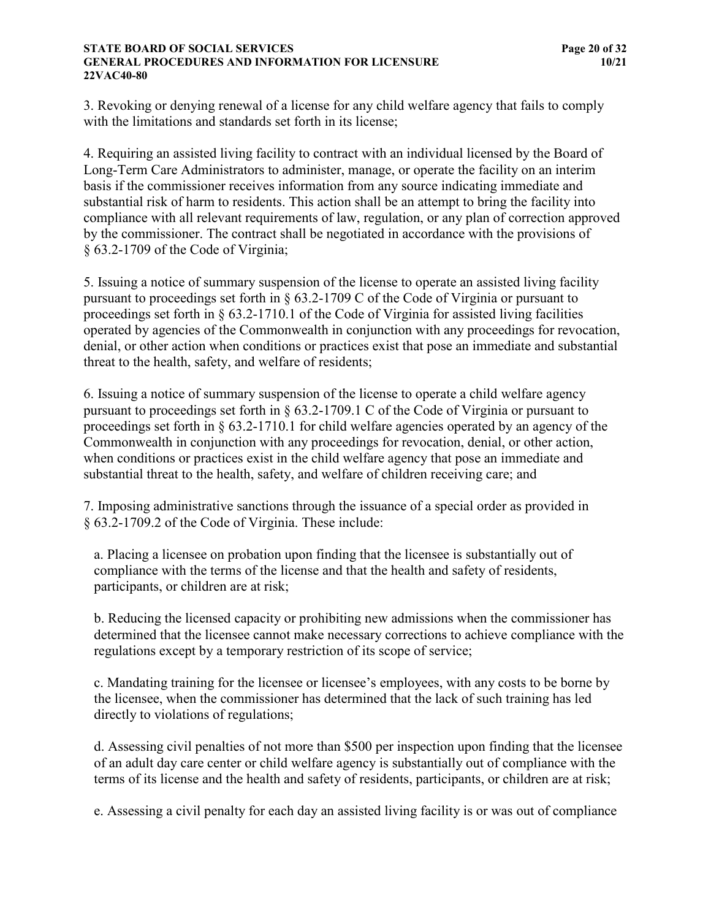3. Revoking or denying renewal of a license for any child welfare agency that fails to comply with the limitations and standards set forth in its license;

4. Requiring an assisted living facility to contract with an individual licensed by the Board of Long-Term Care Administrators to administer, manage, or operate the facility on an interim basis if the commissioner receives information from any source indicating immediate and substantial risk of harm to residents. This action shall be an attempt to bring the facility into compliance with all relevant requirements of law, regulation, or any plan of correction approved by the commissioner. The contract shall be negotiated in accordance with the provisions of § 63.2-1709 of the Code of Virginia;

5. Issuing a notice of summary suspension of the license to operate an assisted living facility pursuant to proceedings set forth in § 63.2-1709 C of the Code of Virginia or pursuant to proceedings set forth in § 63.2-1710.1 of the Code of Virginia for assisted living facilities operated by agencies of the Commonwealth in conjunction with any proceedings for revocation, denial, or other action when conditions or practices exist that pose an immediate and substantial threat to the health, safety, and welfare of residents;

6. Issuing a notice of summary suspension of the license to operate a child welfare agency pursuant to proceedings set forth in § 63.2-1709.1 C of the Code of Virginia or pursuant to proceedings set forth in § 63.2-1710.1 for child welfare agencies operated by an agency of the Commonwealth in conjunction with any proceedings for revocation, denial, or other action, when conditions or practices exist in the child welfare agency that pose an immediate and substantial threat to the health, safety, and welfare of children receiving care; and

7. Imposing administrative sanctions through the issuance of a special order as provided in § 63.2-1709.2 of the Code of Virginia. These include:

a. Placing a licensee on probation upon finding that the licensee is substantially out of compliance with the terms of the license and that the health and safety of residents, participants, or children are at risk;

b. Reducing the licensed capacity or prohibiting new admissions when the commissioner has determined that the licensee cannot make necessary corrections to achieve compliance with the regulations except by a temporary restriction of its scope of service;

c. Mandating training for the licensee or licensee's employees, with any costs to be borne by the licensee, when the commissioner has determined that the lack of such training has led directly to violations of regulations;

d. Assessing civil penalties of not more than $500 per inspection upon finding that the licensee of an adult day care center or child welfare agency is substantially out of compliance with the terms of its license and the health and safety of residents, participants, or children are at risk;

e. Assessing a civil penalty for each day an assisted living facility is or was out of compliance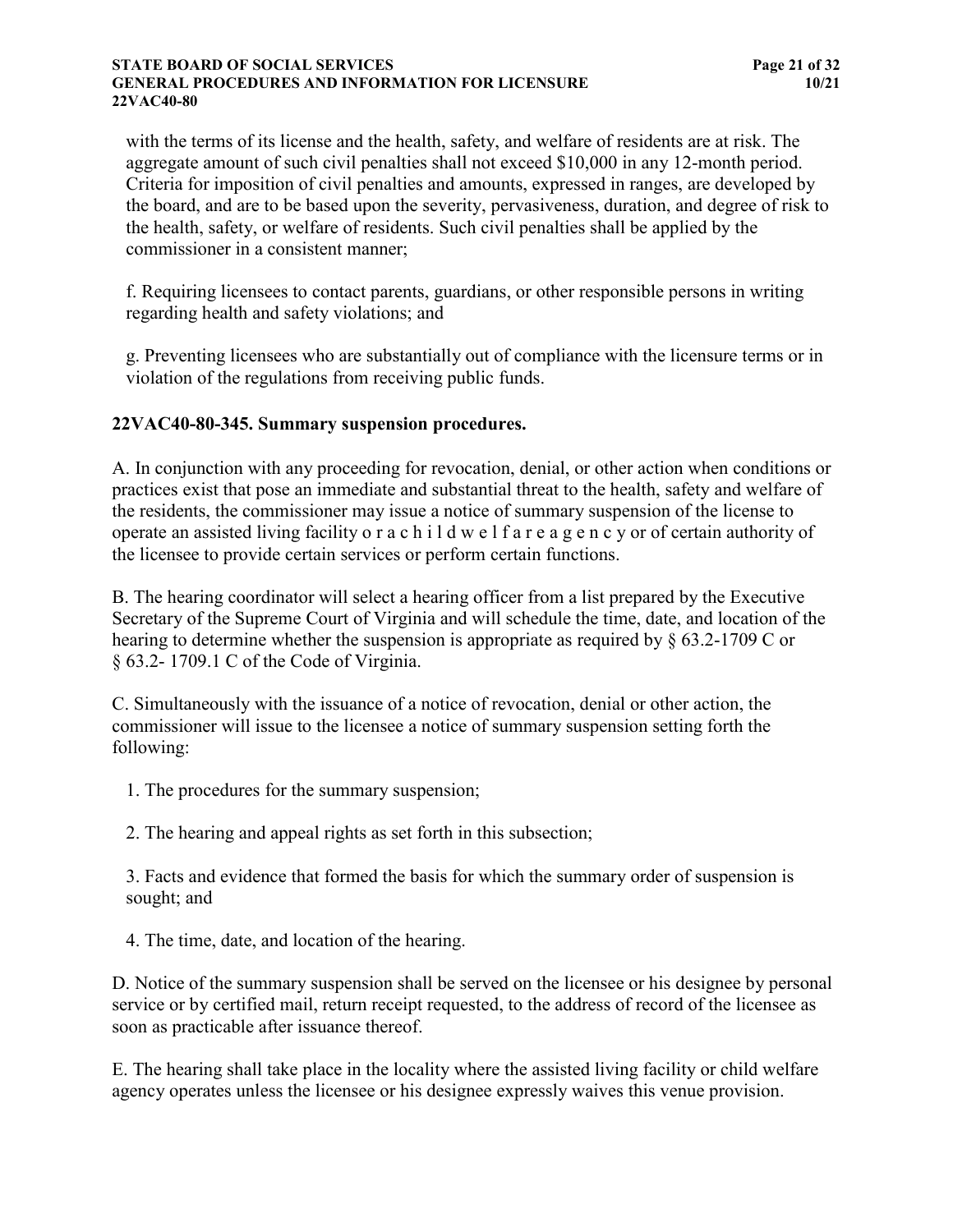with the terms of its license and the health, safety, and welfare of residents are at risk. The aggregate amount of such civil penalties shall not exceed $10,000 in any 12-month period. Criteria for imposition of civil penalties and amounts, expressed in ranges, are developed by the board, and are to be based upon the severity, pervasiveness, duration, and degree of risk to the health, safety, or welfare of residents. Such civil penalties shall be applied by the commissioner in a consistent manner;

f. Requiring licensees to contact parents, guardians, or other responsible persons in writing regarding health and safety violations; and

g. Preventing licensees who are substantially out of compliance with the licensure terms or in violation of the regulations from receiving public funds.

### 22VAC40-80-345. Summary suspension procedures.

A. In conjunction with any proceeding for revocation, denial, or other action when conditions or practices exist that pose an immediate and substantial threat to the health, safety and welfare of the residents, the commissioner may issue a notice of summary suspension of the license to operate an assisted living facility or a child welfare agency or of certain authority of the licensee to provide certain services or perform certain functions.

B. The hearing coordinator will select a hearing officer from a list prepared by the Executive Secretary of the Supreme Court of Virginia and will schedule the time, date, and location of the hearing to determine whether the suspension is appropriate as required by § 63.2-1709 C or § 63.2- 1709.1 C of the Code of Virginia.

C. Simultaneously with the issuance of a notice of revocation, denial or other action, the commissioner will issue to the licensee a notice of summary suspension setting forth the following:

1. The procedures for the summary suspension;

2. The hearing and appeal rights as set forth in this subsection;

3. Facts and evidence that formed the basis for which the summary order of suspension is sought; and

4. The time, date, and location of the hearing.

D. Notice of the summary suspension shall be served on the licensee or his designee by personal service or by certified mail, return receipt requested, to the address of record of the licensee as soon as practicable after issuance thereof.

E. The hearing shall take place in the locality where the assisted living facility or child welfare agency operates unless the licensee or his designee expressly waives this venue provision.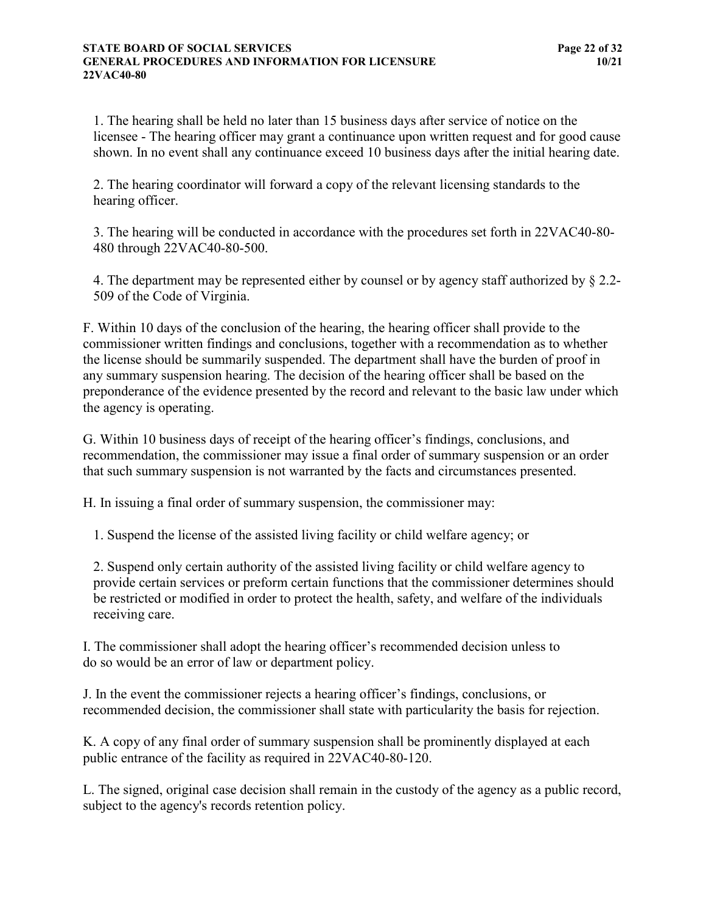1. The hearing shall be held no later than 15 business days after service of notice on the licensee - The hearing officer may grant a continuance upon written request and for good cause shown. In no event shall any continuance exceed 10 business days after the initial hearing date.

2. The hearing coordinator will forward a copy of the relevant licensing standards to the hearing officer.

3. The hearing will be conducted in accordance with the procedures set forth in 22VAC40-80-480 through 22VAC40-80-500.

4. The department may be represented either by counsel or by agency staff authorized by § 2.2-509 of the Code of Virginia.

F. Within 10 days of the conclusion of the hearing, the hearing officer shall provide to the commissioner written findings and conclusions, together with a recommendation as to whether the license should be summarily suspended. The department shall have the burden of proof in any summary suspension hearing. The decision of the hearing officer shall be based on the preponderance of the evidence presented by the record and relevant to the basic law under which the agency is operating.

G. Within 10 business days of receipt of the hearing officer's findings, conclusions, and recommendation, the commissioner may issue a final order of summary suspension or an order that such summary suspension is not warranted by the facts and circumstances presented.

H. In issuing a final order of summary suspension, the commissioner may:

1. Suspend the license of the assisted living facility or child welfare agency; or

2. Suspend only certain authority of the assisted living facility or child welfare agency to provide certain services or preform certain functions that the commissioner determines should be restricted or modified in order to protect the health, safety, and welfare of the individuals receiving care.

I. The commissioner shall adopt the hearing officer's recommended decision unless to do so would be an error of law or department policy.

J. In the event the commissioner rejects a hearing officer's findings, conclusions, or recommended decision, the commissioner shall state with particularity the basis for rejection.

K. A copy of any final order of summary suspension shall be prominently displayed at each public entrance of the facility as required in 22VAC40-80-120.

L. The signed, original case decision shall remain in the custody of the agency as a public record, subject to the agency's records retention policy.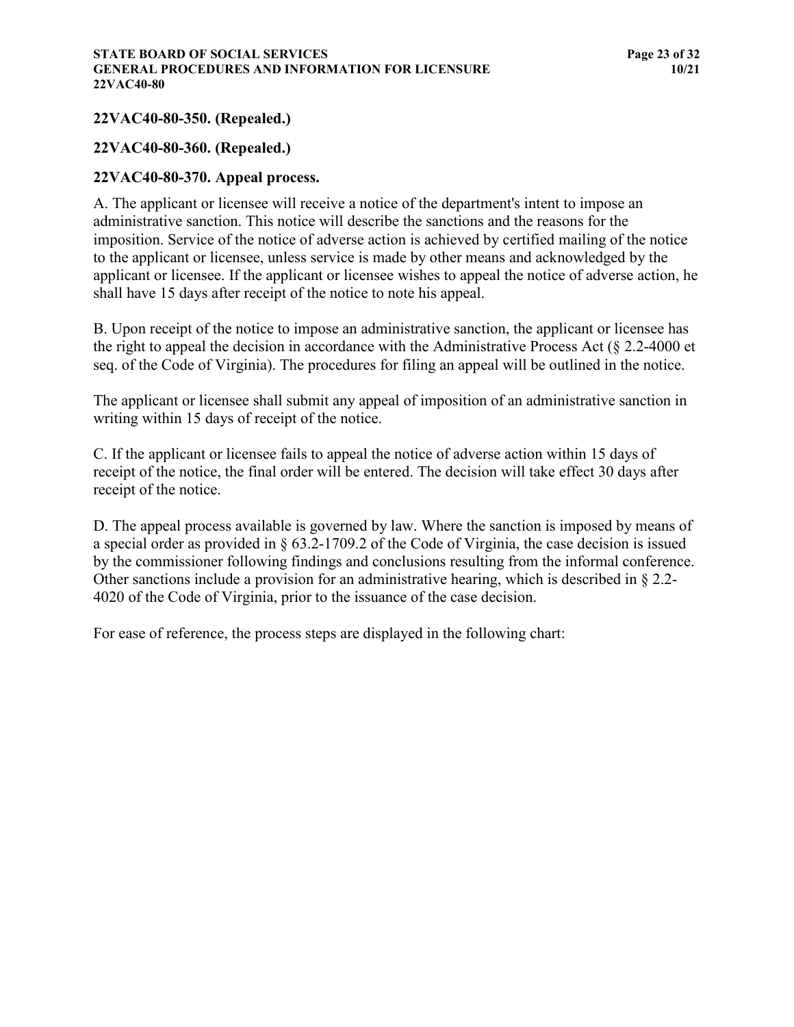### 22VAC40-80-350. (Repealed.)

### 22VAC40-80-360. (Repealed.)

### 22VAC40-80-370. Appeal process.

A. The applicant or licensee will receive a notice of the department's intent to impose an administrative sanction. This notice will describe the sanctions and the reasons for the imposition. Service of the notice of adverse action is achieved by certified mailing of the notice to the applicant or licensee, unless service is made by other means and acknowledged by the applicant or licensee. If the applicant or licensee wishes to appeal the notice of adverse action, he shall have 15 days after receipt of the notice to note his appeal.

B. Upon receipt of the notice to impose an administrative sanction, the applicant or licensee has the right to appeal the decision in accordance with the Administrative Process Act (§ 2.2-4000 et seq. of the Code of Virginia). The procedures for filing an appeal will be outlined in the notice.

The applicant or licensee shall submit any appeal of imposition of an administrative sanction in writing within 15 days of receipt of the notice.

C. If the applicant or licensee fails to appeal the notice of adverse action within 15 days of receipt of the notice, the final order will be entered. The decision will take effect 30 days after receipt of the notice.

D. The appeal process available is governed by law. Where the sanction is imposed by means of a special order as provided in § 63.2-1709.2 of the Code of Virginia, the case decision is issued by the commissioner following findings and conclusions resulting from the informal conference. Other sanctions include a provision for an administrative hearing, which is described in § 2.2-4020 of the Code of Virginia, prior to the issuance of the case decision.

For ease of reference, the process steps are displayed in the following chart: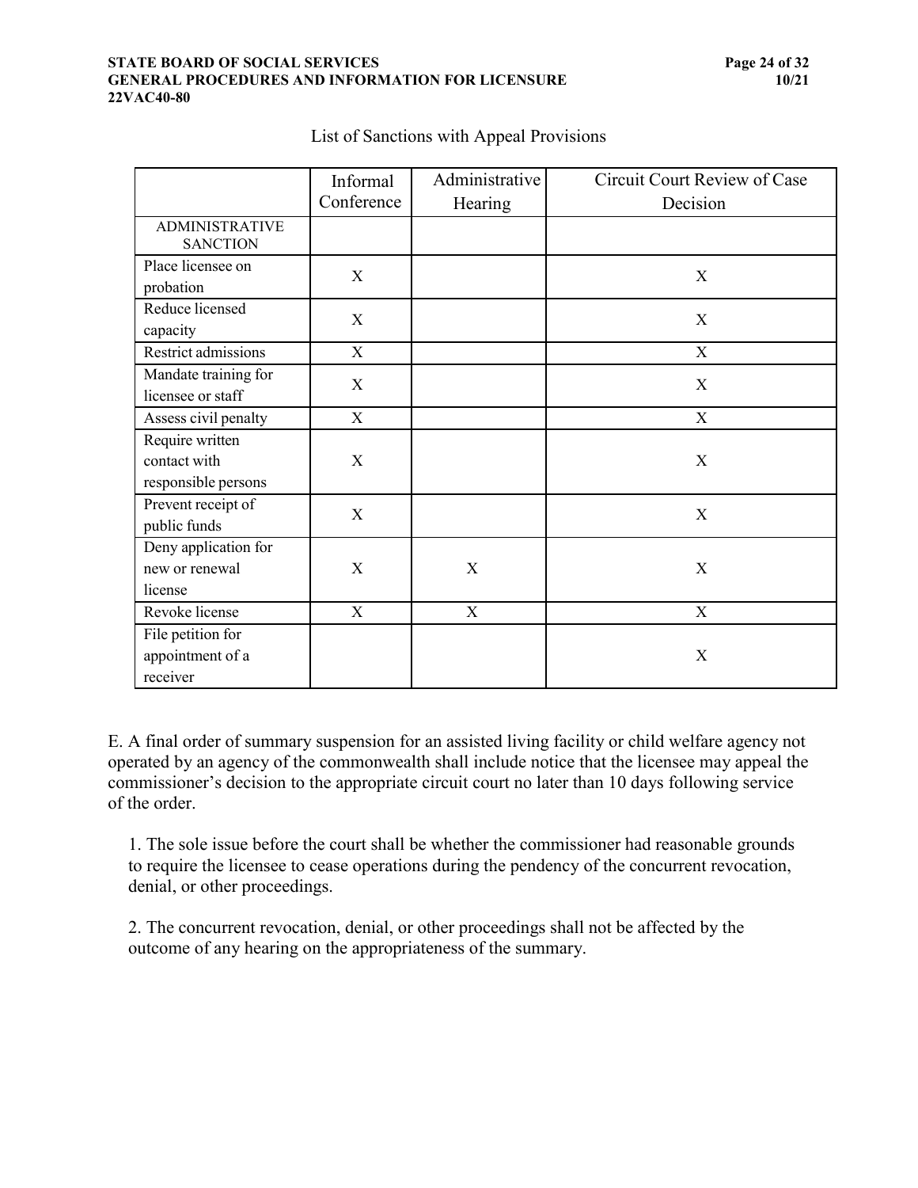List of Sanctions with Appeal Provisions

| | Informal Conference | Administrative Hearing | Circuit Court Review of Case Decision |
|---|---|---|---|
| ADMINISTRATIVE SANCTION | | | |
| Place licensee on probation | X | | X |
| Reduce licensed capacity | X | | X |
| Restrict admissions | X | | X |
| Mandate training for licensee or staff | X | | X |
| Assess civil penalty | X | | X |
| Require written contact with responsible persons | X | | X |
| Prevent receipt of public funds | X | | X |
| Deny application for new or renewal license | X | X | X |
| Revoke license | X | X | X |
| File petition for appointment of a receiver | | | X |

E. A final order of summary suspension for an assisted living facility or child welfare agency not operated by an agency of the commonwealth shall include notice that the licensee may appeal the commissioner's decision to the appropriate circuit court no later than 10 days following service of the order.

1. The sole issue before the court shall be whether the commissioner had reasonable grounds to require the licensee to cease operations during the pendency of the concurrent revocation, denial, or other proceedings.

2. The concurrent revocation, denial, or other proceedings shall not be affected by the outcome of any hearing on the appropriateness of the summary.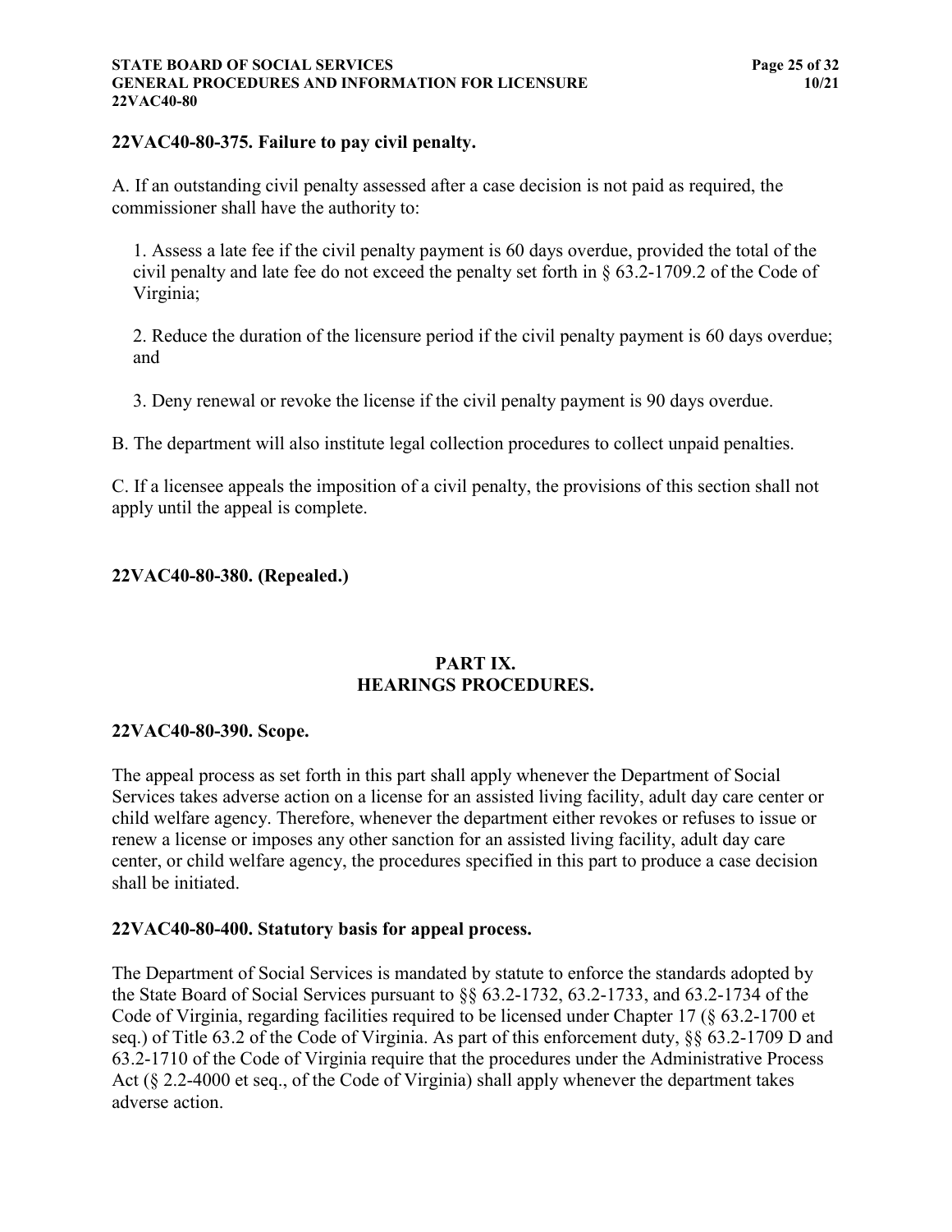**22VAC40-80-375. Failure to pay civil penalty.**

A. If an outstanding civil penalty assessed after a case decision is not paid as required, the commissioner shall have the authority to:

1. Assess a late fee if the civil penalty payment is 60 days overdue, provided the total of the civil penalty and late fee do not exceed the penalty set forth in § 63.2-1709.2 of the Code of Virginia;

2. Reduce the duration of the licensure period if the civil penalty payment is 60 days overdue; and

3. Deny renewal or revoke the license if the civil penalty payment is 90 days overdue.

B. The department will also institute legal collection procedures to collect unpaid penalties.

C. If a licensee appeals the imposition of a civil penalty, the provisions of this section shall not apply until the appeal is complete.

**22VAC40-80-380. (Repealed.)**

## PART IX.
## HEARINGS PROCEDURES.

**22VAC40-80-390. Scope.**

The appeal process as set forth in this part shall apply whenever the Department of Social Services takes adverse action on a license for an assisted living facility, adult day care center or child welfare agency. Therefore, whenever the department either revokes or refuses to issue or renew a license or imposes any other sanction for an assisted living facility, adult day care center, or child welfare agency, the procedures specified in this part to produce a case decision shall be initiated.

**22VAC40-80-400. Statutory basis for appeal process.**

The Department of Social Services is mandated by statute to enforce the standards adopted by the State Board of Social Services pursuant to §§ 63.2-1732, 63.2-1733, and 63.2-1734 of the Code of Virginia, regarding facilities required to be licensed under Chapter 17 (§ 63.2-1700 et seq.) of Title 63.2 of the Code of Virginia. As part of this enforcement duty, §§ 63.2-1709 D and 63.2-1710 of the Code of Virginia require that the procedures under the Administrative Process Act (§ 2.2-4000 et seq., of the Code of Virginia) shall apply whenever the department takes adverse action.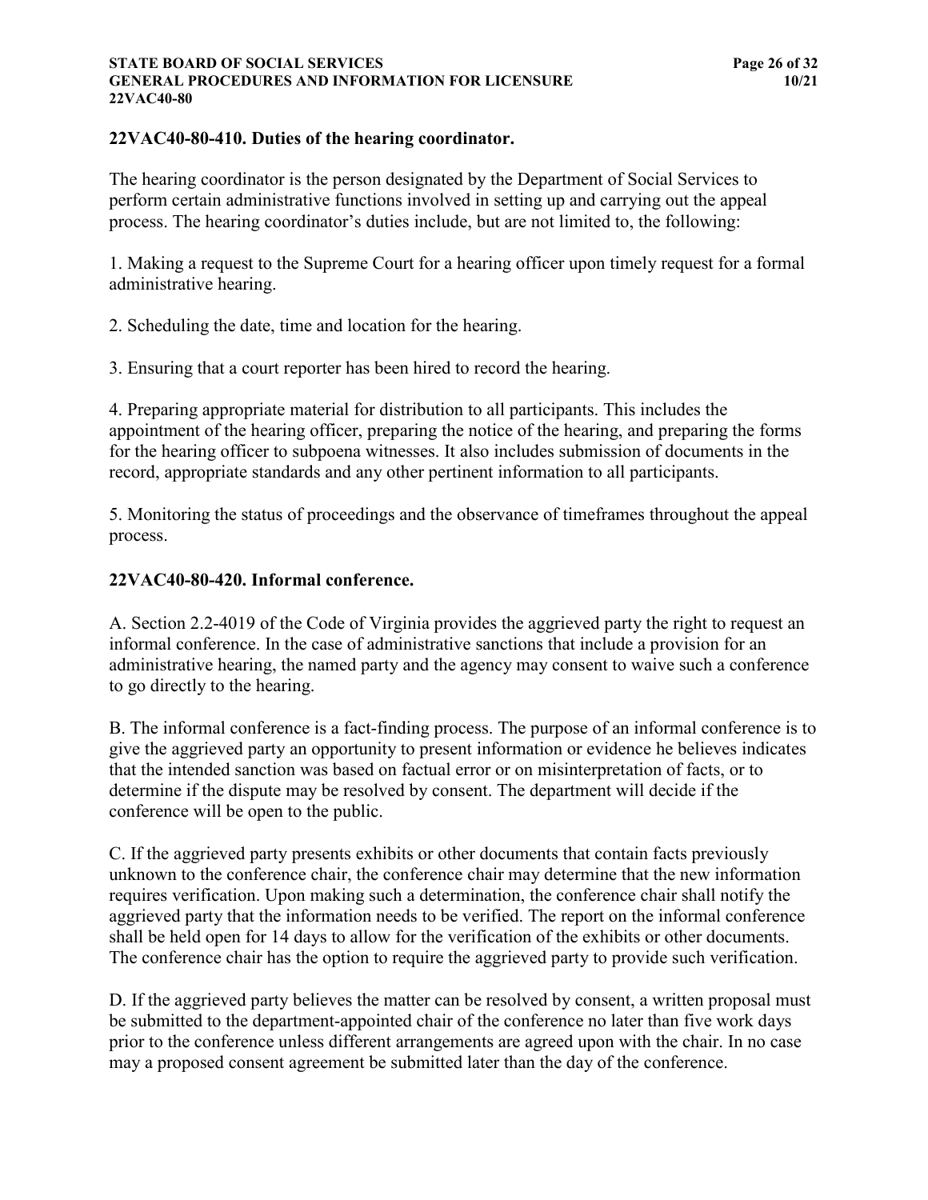### 22VAC40-80-410. Duties of the hearing coordinator.

The hearing coordinator is the person designated by the Department of Social Services to perform certain administrative functions involved in setting up and carrying out the appeal process. The hearing coordinator's duties include, but are not limited to, the following:

1. Making a request to the Supreme Court for a hearing officer upon timely request for a formal administrative hearing.

2. Scheduling the date, time and location for the hearing.

3. Ensuring that a court reporter has been hired to record the hearing.

4. Preparing appropriate material for distribution to all participants. This includes the appointment of the hearing officer, preparing the notice of the hearing, and preparing the forms for the hearing officer to subpoena witnesses. It also includes submission of documents in the record, appropriate standards and any other pertinent information to all participants.

5. Monitoring the status of proceedings and the observance of timeframes throughout the appeal process.

### 22VAC40-80-420. Informal conference.

A. Section 2.2-4019 of the Code of Virginia provides the aggrieved party the right to request an informal conference. In the case of administrative sanctions that include a provision for an administrative hearing, the named party and the agency may consent to waive such a conference to go directly to the hearing.

B. The informal conference is a fact-finding process. The purpose of an informal conference is to give the aggrieved party an opportunity to present information or evidence he believes indicates that the intended sanction was based on factual error or on misinterpretation of facts, or to determine if the dispute may be resolved by consent. The department will decide if the conference will be open to the public.

C. If the aggrieved party presents exhibits or other documents that contain facts previously unknown to the conference chair, the conference chair may determine that the new information requires verification. Upon making such a determination, the conference chair shall notify the aggrieved party that the information needs to be verified. The report on the informal conference shall be held open for 14 days to allow for the verification of the exhibits or other documents. The conference chair has the option to require the aggrieved party to provide such verification.

D. If the aggrieved party believes the matter can be resolved by consent, a written proposal must be submitted to the department-appointed chair of the conference no later than five work days prior to the conference unless different arrangements are agreed upon with the chair. In no case may a proposed consent agreement be submitted later than the day of the conference.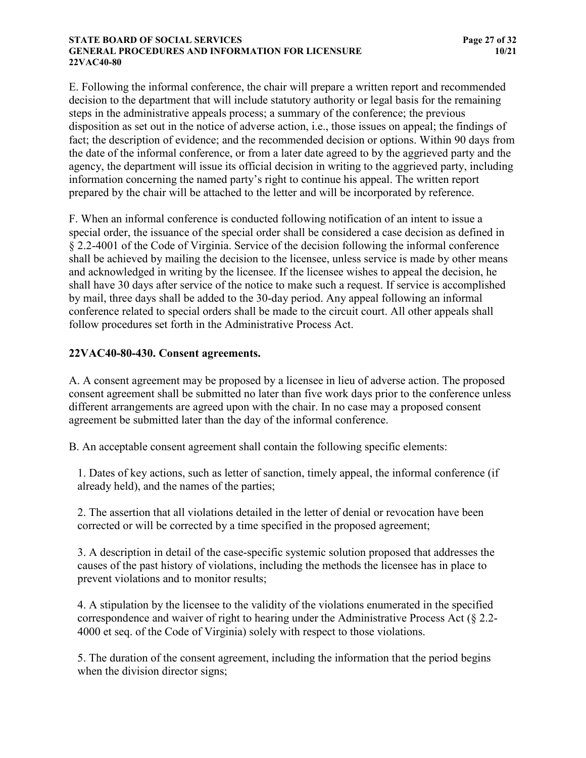E. Following the informal conference, the chair will prepare a written report and recommended decision to the department that will include statutory authority or legal basis for the remaining steps in the administrative appeals process; a summary of the conference; the previous disposition as set out in the notice of adverse action, i.e., those issues on appeal; the findings of fact; the description of evidence; and the recommended decision or options. Within 90 days from the date of the informal conference, or from a later date agreed to by the aggrieved party and the agency, the department will issue its official decision in writing to the aggrieved party, including information concerning the named party's right to continue his appeal. The written report prepared by the chair will be attached to the letter and will be incorporated by reference.

F. When an informal conference is conducted following notification of an intent to issue a special order, the issuance of the special order shall be considered a case decision as defined in § 2.2-4001 of the Code of Virginia. Service of the decision following the informal conference shall be achieved by mailing the decision to the licensee, unless service is made by other means and acknowledged in writing by the licensee. If the licensee wishes to appeal the decision, he shall have 30 days after service of the notice to make such a request. If service is accomplished by mail, three days shall be added to the 30-day period. Any appeal following an informal conference related to special orders shall be made to the circuit court. All other appeals shall follow procedures set forth in the Administrative Process Act.

**22VAC40-80-430. Consent agreements.**

A. A consent agreement may be proposed by a licensee in lieu of adverse action. The proposed consent agreement shall be submitted no later than five work days prior to the conference unless different arrangements are agreed upon with the chair. In no case may a proposed consent agreement be submitted later than the day of the informal conference.

B. An acceptable consent agreement shall contain the following specific elements:

1. Dates of key actions, such as letter of sanction, timely appeal, the informal conference (if already held), and the names of the parties;

2. The assertion that all violations detailed in the letter of denial or revocation have been corrected or will be corrected by a time specified in the proposed agreement;

3. A description in detail of the case-specific systemic solution proposed that addresses the causes of the past history of violations, including the methods the licensee has in place to prevent violations and to monitor results;

4. A stipulation by the licensee to the validity of the violations enumerated in the specified correspondence and waiver of right to hearing under the Administrative Process Act (§ 2.2-4000 et seq. of the Code of Virginia) solely with respect to those violations.

5. The duration of the consent agreement, including the information that the period begins when the division director signs;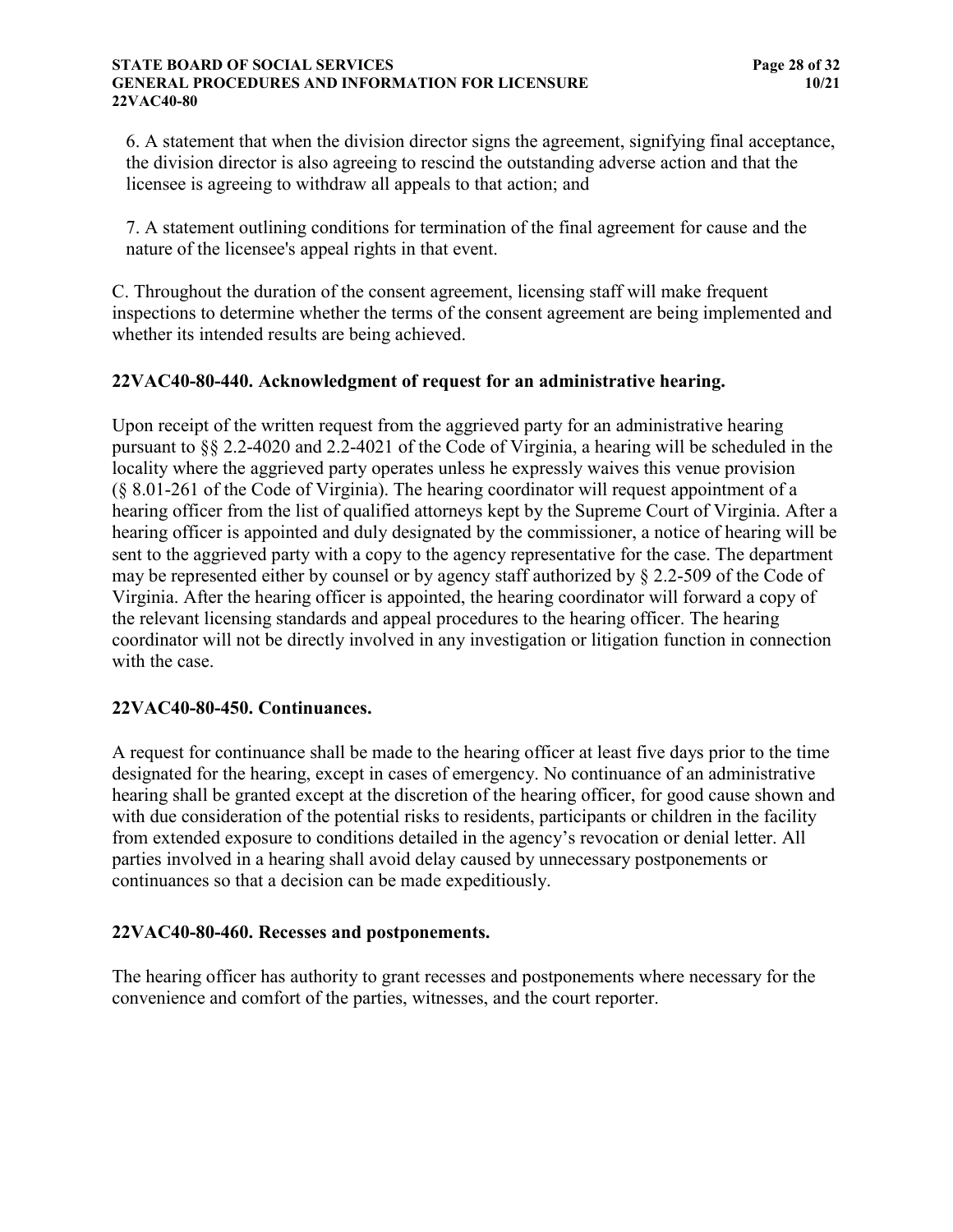6. A statement that when the division director signs the agreement, signifying final acceptance, the division director is also agreeing to rescind the outstanding adverse action and that the licensee is agreeing to withdraw all appeals to that action; and

7. A statement outlining conditions for termination of the final agreement for cause and the nature of the licensee's appeal rights in that event.

C. Throughout the duration of the consent agreement, licensing staff will make frequent inspections to determine whether the terms of the consent agreement are being implemented and whether its intended results are being achieved.

### 22VAC40-80-440. Acknowledgment of request for an administrative hearing.

Upon receipt of the written request from the aggrieved party for an administrative hearing pursuant to §§ 2.2-4020 and 2.2-4021 of the Code of Virginia, a hearing will be scheduled in the locality where the aggrieved party operates unless he expressly waives this venue provision (§ 8.01-261 of the Code of Virginia). The hearing coordinator will request appointment of a hearing officer from the list of qualified attorneys kept by the Supreme Court of Virginia. After a hearing officer is appointed and duly designated by the commissioner, a notice of hearing will be sent to the aggrieved party with a copy to the agency representative for the case. The department may be represented either by counsel or by agency staff authorized by § 2.2-509 of the Code of Virginia. After the hearing officer is appointed, the hearing coordinator will forward a copy of the relevant licensing standards and appeal procedures to the hearing officer. The hearing coordinator will not be directly involved in any investigation or litigation function in connection with the case.

### 22VAC40-80-450. Continuances.

A request for continuance shall be made to the hearing officer at least five days prior to the time designated for the hearing, except in cases of emergency. No continuance of an administrative hearing shall be granted except at the discretion of the hearing officer, for good cause shown and with due consideration of the potential risks to residents, participants or children in the facility from extended exposure to conditions detailed in the agency's revocation or denial letter. All parties involved in a hearing shall avoid delay caused by unnecessary postponements or continuances so that a decision can be made expeditiously.

### 22VAC40-80-460. Recesses and postponements.

The hearing officer has authority to grant recesses and postponements where necessary for the convenience and comfort of the parties, witnesses, and the court reporter.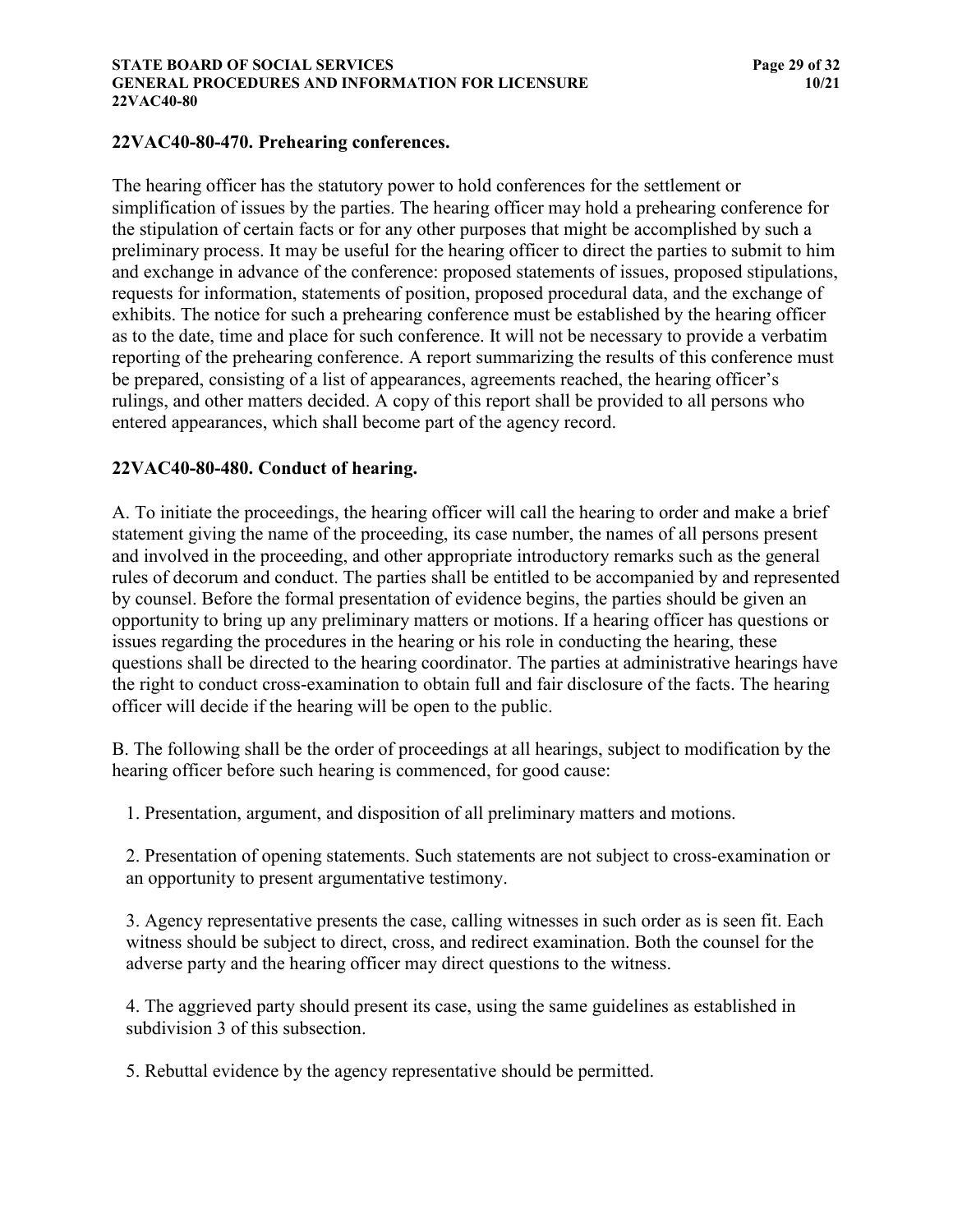## 22VAC40-80-470. Prehearing conferences.

The hearing officer has the statutory power to hold conferences for the settlement or simplification of issues by the parties. The hearing officer may hold a prehearing conference for the stipulation of certain facts or for any other purposes that might be accomplished by such a preliminary process. It may be useful for the hearing officer to direct the parties to submit to him and exchange in advance of the conference: proposed statements of issues, proposed stipulations, requests for information, statements of position, proposed procedural data, and the exchange of exhibits. The notice for such a prehearing conference must be established by the hearing officer as to the date, time and place for such conference. It will not be necessary to provide a verbatim reporting of the prehearing conference. A report summarizing the results of this conference must be prepared, consisting of a list of appearances, agreements reached, the hearing officer's rulings, and other matters decided. A copy of this report shall be provided to all persons who entered appearances, which shall become part of the agency record.

## 22VAC40-80-480. Conduct of hearing.

A. To initiate the proceedings, the hearing officer will call the hearing to order and make a brief statement giving the name of the proceeding, its case number, the names of all persons present and involved in the proceeding, and other appropriate introductory remarks such as the general rules of decorum and conduct. The parties shall be entitled to be accompanied by and represented by counsel. Before the formal presentation of evidence begins, the parties should be given an opportunity to bring up any preliminary matters or motions. If a hearing officer has questions or issues regarding the procedures in the hearing or his role in conducting the hearing, these questions shall be directed to the hearing coordinator. The parties at administrative hearings have the right to conduct cross-examination to obtain full and fair disclosure of the facts. The hearing officer will decide if the hearing will be open to the public.

B. The following shall be the order of proceedings at all hearings, subject to modification by the hearing officer before such hearing is commenced, for good cause:

1. Presentation, argument, and disposition of all preliminary matters and motions.

2. Presentation of opening statements. Such statements are not subject to cross-examination or an opportunity to present argumentative testimony.

3. Agency representative presents the case, calling witnesses in such order as is seen fit. Each witness should be subject to direct, cross, and redirect examination. Both the counsel for the adverse party and the hearing officer may direct questions to the witness.

4. The aggrieved party should present its case, using the same guidelines as established in subdivision 3 of this subsection.

5. Rebuttal evidence by the agency representative should be permitted.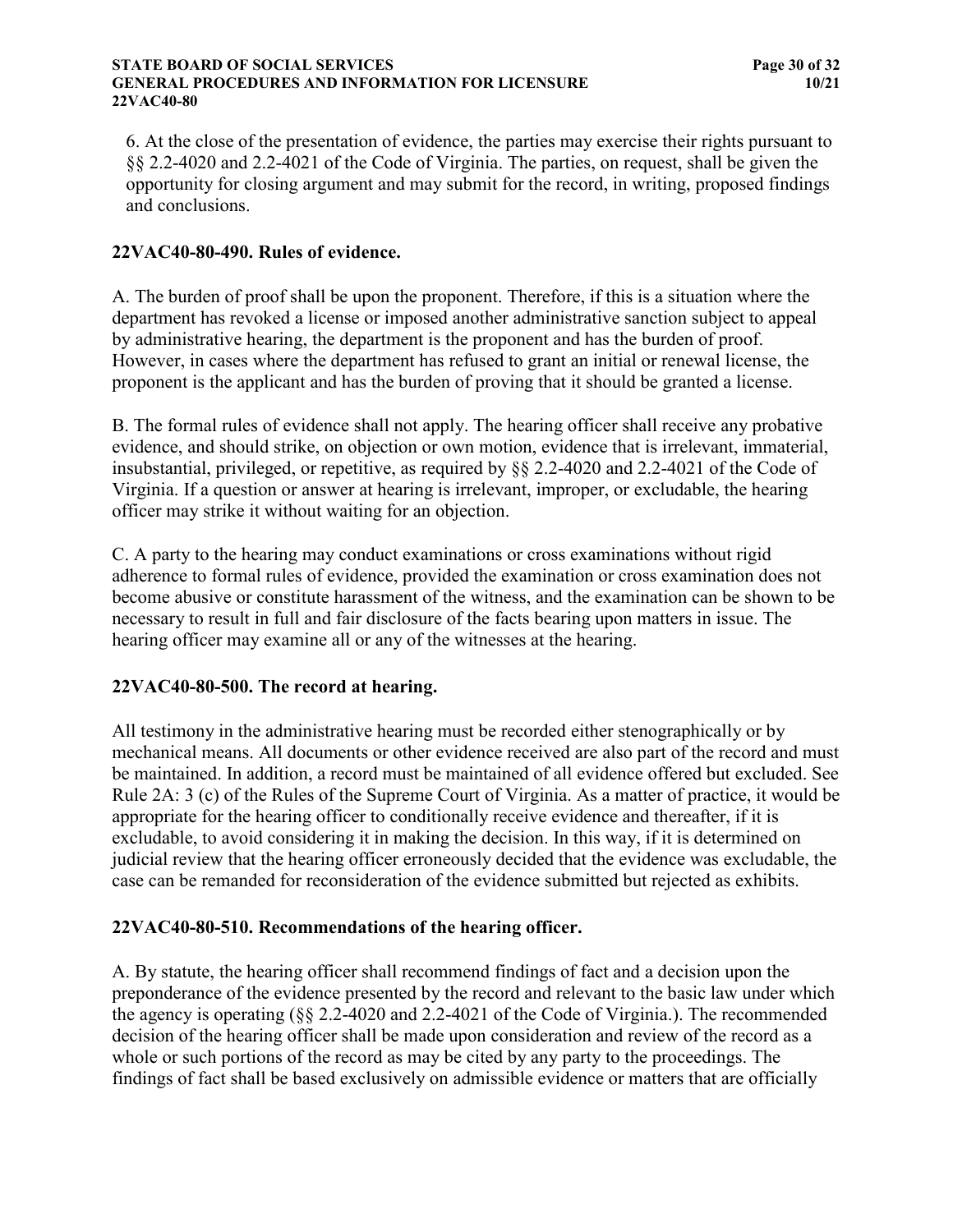6. At the close of the presentation of evidence, the parties may exercise their rights pursuant to §§ 2.2-4020 and 2.2-4021 of the Code of Virginia. The parties, on request, shall be given the opportunity for closing argument and may submit for the record, in writing, proposed findings and conclusions.

### 22VAC40-80-490. Rules of evidence.

A. The burden of proof shall be upon the proponent. Therefore, if this is a situation where the department has revoked a license or imposed another administrative sanction subject to appeal by administrative hearing, the department is the proponent and has the burden of proof. However, in cases where the department has refused to grant an initial or renewal license, the proponent is the applicant and has the burden of proving that it should be granted a license.

B. The formal rules of evidence shall not apply. The hearing officer shall receive any probative evidence, and should strike, on objection or own motion, evidence that is irrelevant, immaterial, insubstantial, privileged, or repetitive, as required by §§ 2.2-4020 and 2.2-4021 of the Code of Virginia. If a question or answer at hearing is irrelevant, improper, or excludable, the hearing officer may strike it without waiting for an objection.

C. A party to the hearing may conduct examinations or cross examinations without rigid adherence to formal rules of evidence, provided the examination or cross examination does not become abusive or constitute harassment of the witness, and the examination can be shown to be necessary to result in full and fair disclosure of the facts bearing upon matters in issue. The hearing officer may examine all or any of the witnesses at the hearing.

### 22VAC40-80-500. The record at hearing.

All testimony in the administrative hearing must be recorded either stenographically or by mechanical means. All documents or other evidence received are also part of the record and must be maintained. In addition, a record must be maintained of all evidence offered but excluded. See Rule 2A: 3 (c) of the Rules of the Supreme Court of Virginia. As a matter of practice, it would be appropriate for the hearing officer to conditionally receive evidence and thereafter, if it is excludable, to avoid considering it in making the decision. In this way, if it is determined on judicial review that the hearing officer erroneously decided that the evidence was excludable, the case can be remanded for reconsideration of the evidence submitted but rejected as exhibits.

### 22VAC40-80-510. Recommendations of the hearing officer.

A. By statute, the hearing officer shall recommend findings of fact and a decision upon the preponderance of the evidence presented by the record and relevant to the basic law under which the agency is operating (§§ 2.2-4020 and 2.2-4021 of the Code of Virginia.). The recommended decision of the hearing officer shall be made upon consideration and review of the record as a whole or such portions of the record as may be cited by any party to the proceedings. The findings of fact shall be based exclusively on admissible evidence or matters that are officially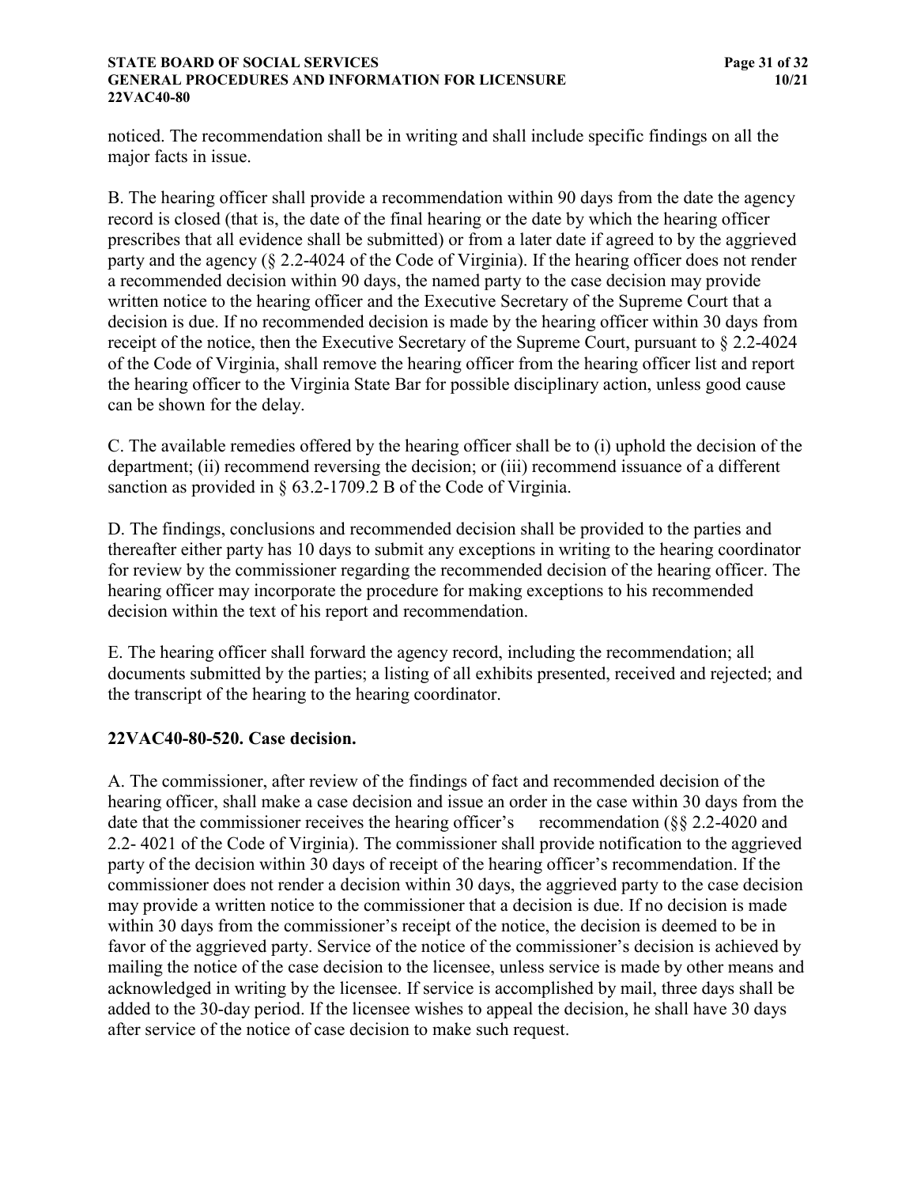noticed. The recommendation shall be in writing and shall include specific findings on all the major facts in issue.

B. The hearing officer shall provide a recommendation within 90 days from the date the agency record is closed (that is, the date of the final hearing or the date by which the hearing officer prescribes that all evidence shall be submitted) or from a later date if agreed to by the aggrieved party and the agency (§ 2.2-4024 of the Code of Virginia). If the hearing officer does not render a recommended decision within 90 days, the named party to the case decision may provide written notice to the hearing officer and the Executive Secretary of the Supreme Court that a decision is due. If no recommended decision is made by the hearing officer within 30 days from receipt of the notice, then the Executive Secretary of the Supreme Court, pursuant to § 2.2-4024 of the Code of Virginia, shall remove the hearing officer from the hearing officer list and report the hearing officer to the Virginia State Bar for possible disciplinary action, unless good cause can be shown for the delay.

C. The available remedies offered by the hearing officer shall be to (i) uphold the decision of the department; (ii) recommend reversing the decision; or (iii) recommend issuance of a different sanction as provided in § 63.2-1709.2 B of the Code of Virginia.

D. The findings, conclusions and recommended decision shall be provided to the parties and thereafter either party has 10 days to submit any exceptions in writing to the hearing coordinator for review by the commissioner regarding the recommended decision of the hearing officer. The hearing officer may incorporate the procedure for making exceptions to his recommended decision within the text of his report and recommendation.

E. The hearing officer shall forward the agency record, including the recommendation; all documents submitted by the parties; a listing of all exhibits presented, received and rejected; and the transcript of the hearing to the hearing coordinator.

### 22VAC40-80-520. Case decision.

A. The commissioner, after review of the findings of fact and recommended decision of the hearing officer, shall make a case decision and issue an order in the case within 30 days from the date that the commissioner receives the hearing officer's recommendation (§§ 2.2-4020 and 2.2- 4021 of the Code of Virginia). The commissioner shall provide notification to the aggrieved party of the decision within 30 days of receipt of the hearing officer's recommendation. If the commissioner does not render a decision within 30 days, the aggrieved party to the case decision may provide a written notice to the commissioner that a decision is due. If no decision is made within 30 days from the commissioner's receipt of the notice, the decision is deemed to be in favor of the aggrieved party. Service of the notice of the commissioner's decision is achieved by mailing the notice of the case decision to the licensee, unless service is made by other means and acknowledged in writing by the licensee. If service is accomplished by mail, three days shall be added to the 30-day period. If the licensee wishes to appeal the decision, he shall have 30 days after service of the notice of case decision to make such request.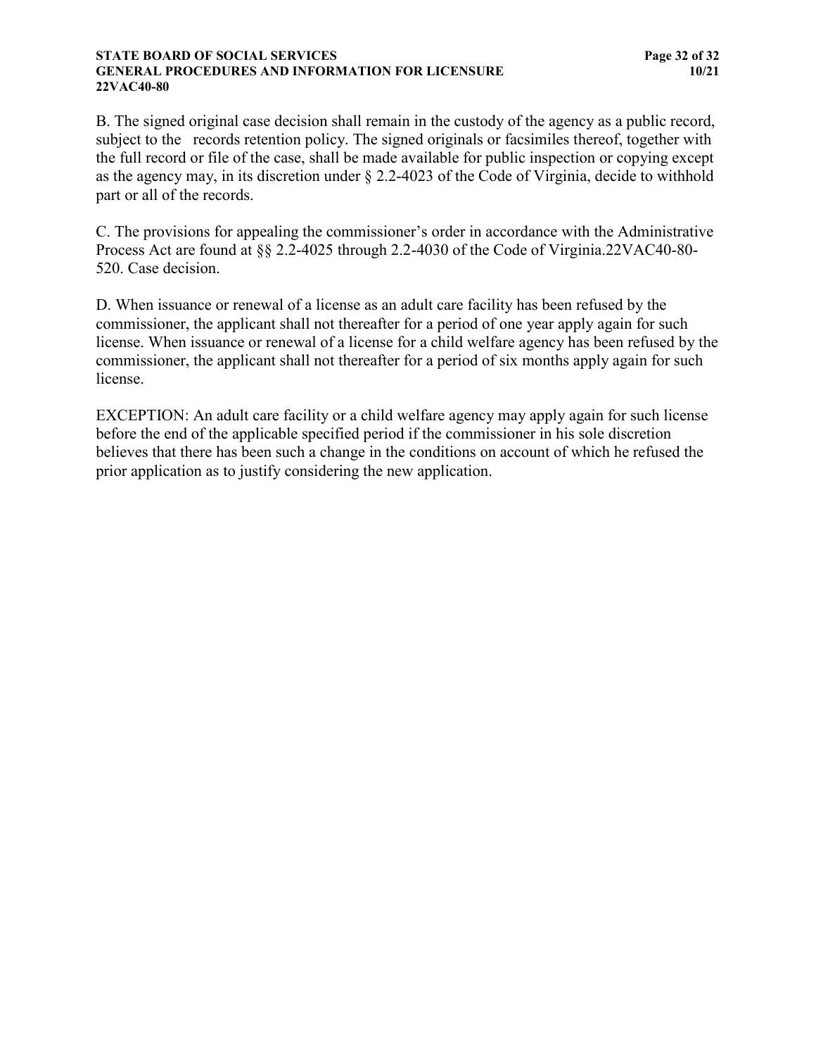B. The signed original case decision shall remain in the custody of the agency as a public record, subject to the records retention policy. The signed originals or facsimiles thereof, together with the full record or file of the case, shall be made available for public inspection or copying except as the agency may, in its discretion under § 2.2-4023 of the Code of Virginia, decide to withhold part or all of the records.

C. The provisions for appealing the commissioner's order in accordance with the Administrative Process Act are found at §§ 2.2-4025 through 2.2-4030 of the Code of Virginia.22VAC40-80-520. Case decision.

D. When issuance or renewal of a license as an adult care facility has been refused by the commissioner, the applicant shall not thereafter for a period of one year apply again for such license. When issuance or renewal of a license for a child welfare agency has been refused by the commissioner, the applicant shall not thereafter for a period of six months apply again for such license.

EXCEPTION: An adult care facility or a child welfare agency may apply again for such license before the end of the applicable specified period if the commissioner in his sole discretion believes that there has been such a change in the conditions on account of which he refused the prior application as to justify considering the new application.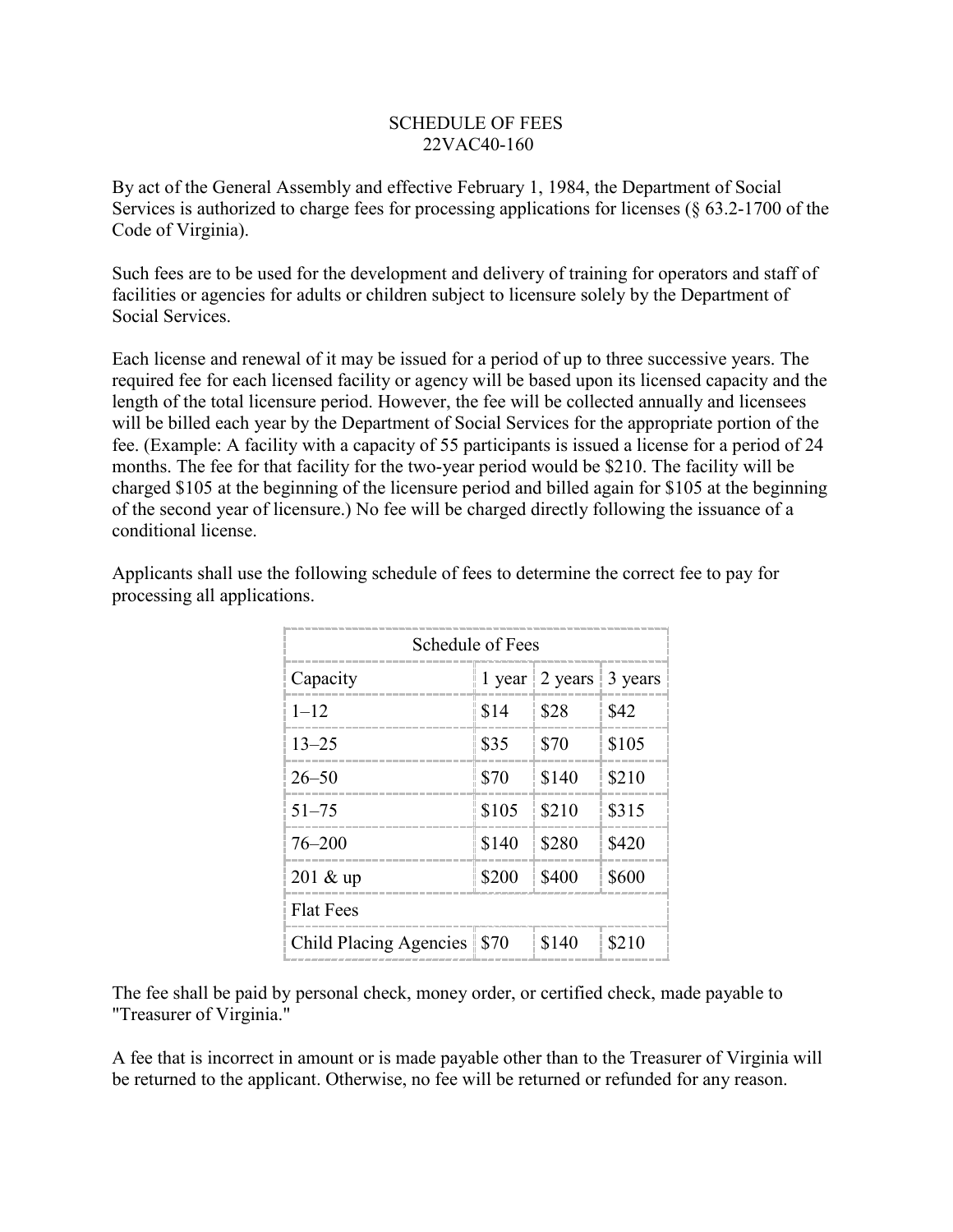# SCHEDULE OF FEES
## 22VAC40-160

By act of the General Assembly and effective February 1, 1984, the Department of Social Services is authorized to charge fees for processing applications for licenses (§ 63.2-1700 of the Code of Virginia).

Such fees are to be used for the development and delivery of training for operators and staff of facilities or agencies for adults or children subject to licensure solely by the Department of Social Services.

Each license and renewal of it may be issued for a period of up to three successive years. The required fee for each licensed facility or agency will be based upon its licensed capacity and the length of the total licensure period. However, the fee will be collected annually and licensees will be billed each year by the Department of Social Services for the appropriate portion of the fee. (Example: A facility with a capacity of 55 participants is issued a license for a period of 24 months. The fee for that facility for the two-year period would be $210. The facility will be charged $105 at the beginning of the licensure period and billed again for $105 at the beginning of the second year of licensure.) No fee will be charged directly following the issuance of a conditional license.

Applicants shall use the following schedule of fees to determine the correct fee to pay for processing all applications.

| Schedule of Fees | | | |
|---|---|---|---|
| Capacity | 1 year | 2 years | 3 years |
| 1–12 | $14 | $28 | $42 |
| 13–25 | $35 | $70 | $105 |
| 26–50 | $70 | $140 | $210 |
| 51–75 | $105 | $210 | $315 |
| 76–200 | $140 | $280 | $420 |
| 201 & up | $200 | $400 | $600 |
| Flat Fees | | | |
| Child Placing Agencies | $70 | $140 | $210 |

The fee shall be paid by personal check, money order, or certified check, made payable to "Treasurer of Virginia."

A fee that is incorrect in amount or is made payable other than to the Treasurer of Virginia will be returned to the applicant. Otherwise, no fee will be returned or refunded for any reason.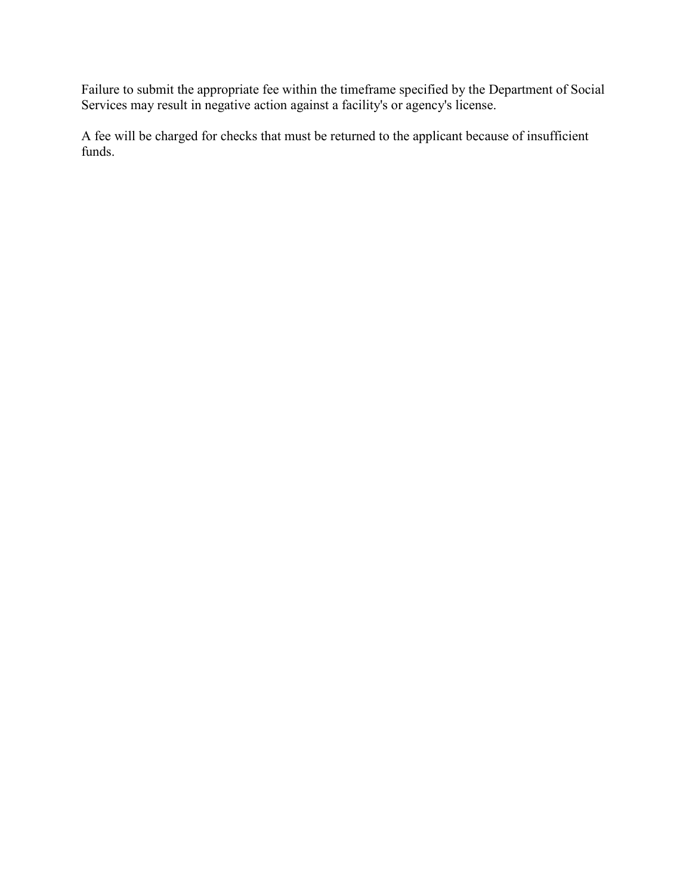Failure to submit the appropriate fee within the timeframe specified by the Department of Social Services may result in negative action against a facility's or agency's license.

A fee will be charged for checks that must be returned to the applicant because of insufficient funds.